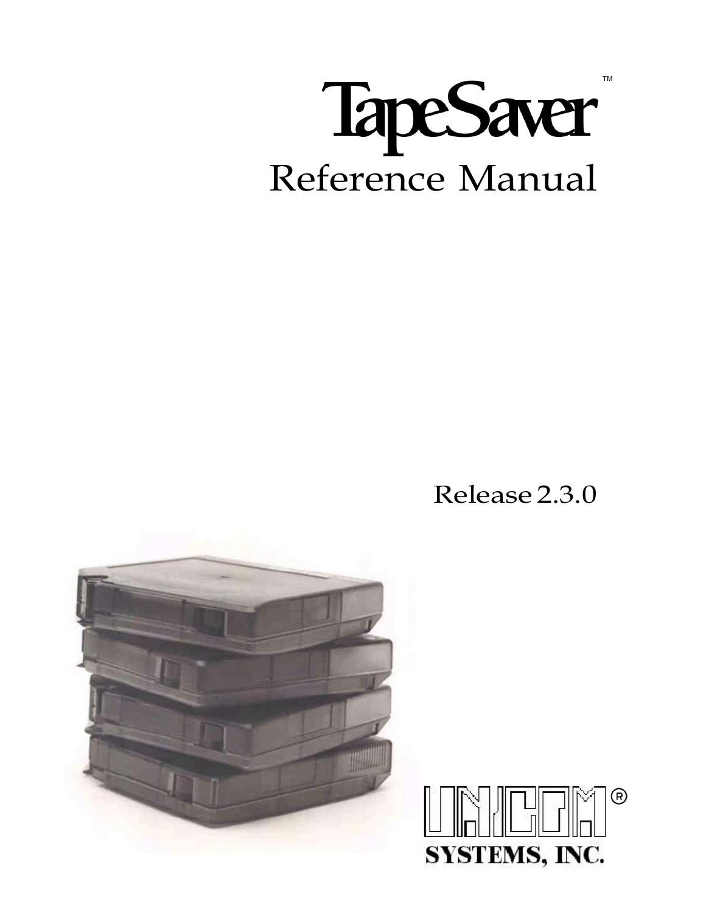# TapeSaver™

## Reference Manual

Release 2.3.0

UNICOM® SYSTEMS, INC.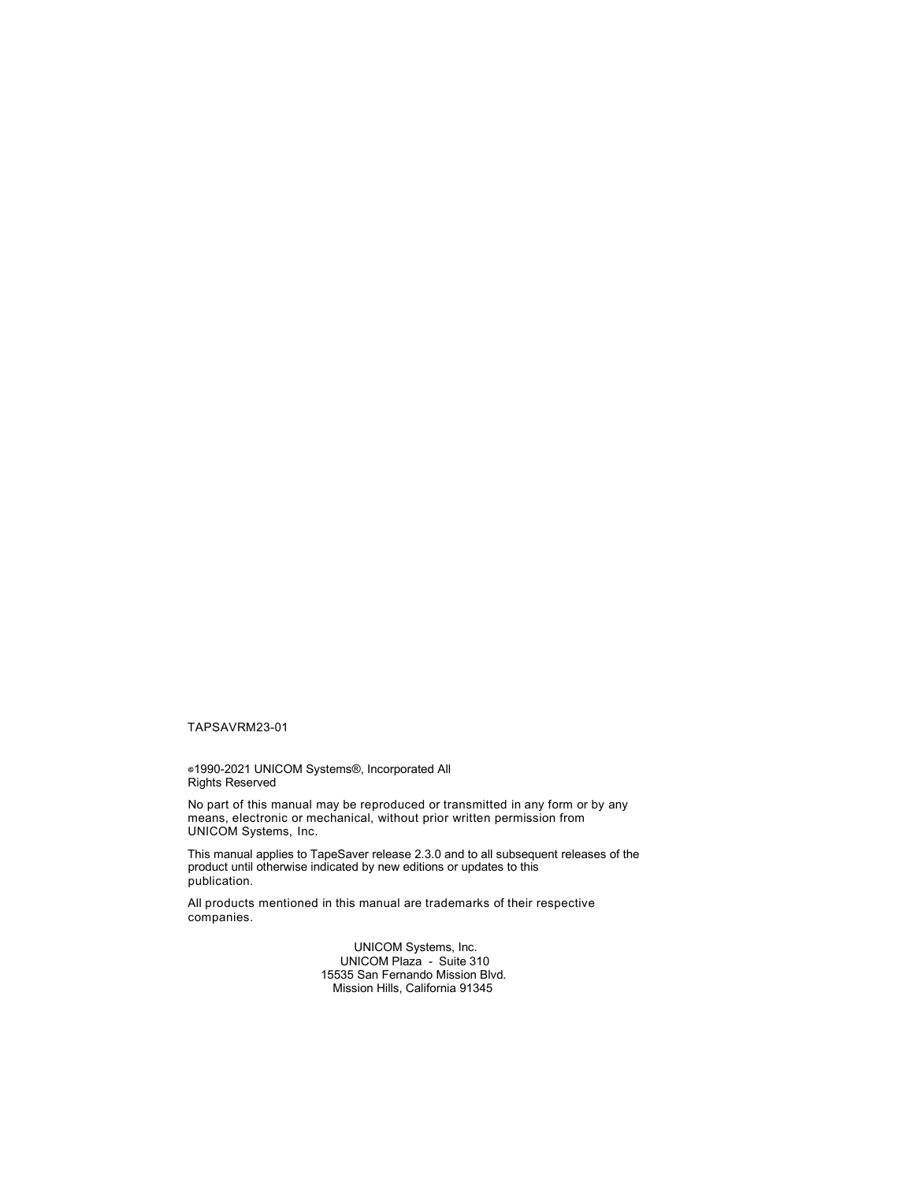TAPSAVRM23-01

©1990-2021 UNICOM Systems®, Incorporated All Rights Reserved

No part of this manual may be reproduced or transmitted in any form or by any means, electronic or mechanical, without prior written permission from UNICOM Systems, Inc.

This manual applies to TapeSaver release 2.3.0 and to all subsequent releases of the product until otherwise indicated by new editions or updates to this publication.

All products mentioned in this manual are trademarks of their respective companies.

UNICOM Systems, Inc.
UNICOM Plaza - Suite 310
15535 San Fernando Mission Blvd.
Mission Hills, California 91345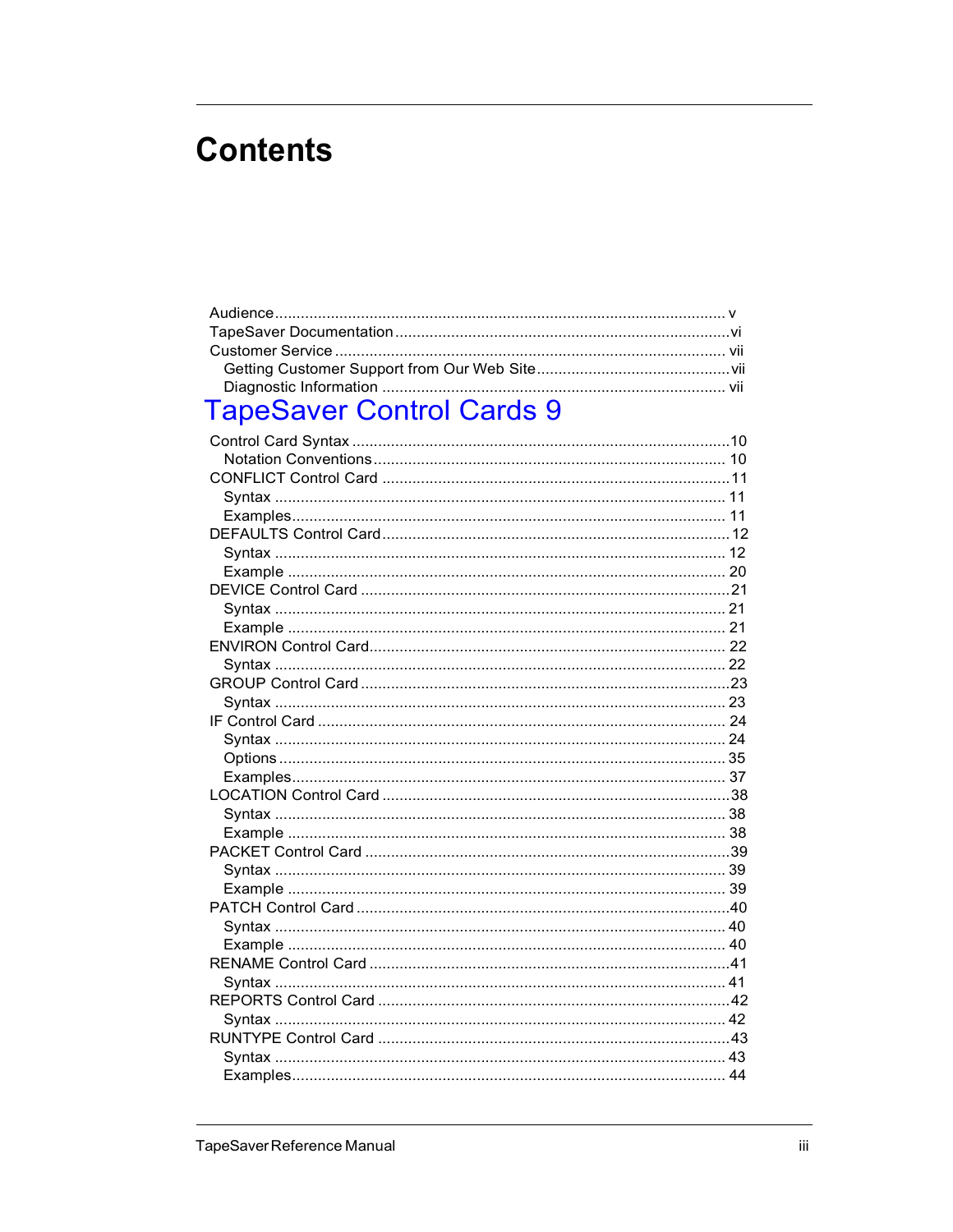# Contents

Audience .......... v
TapeSaver Documentation .......... vi
Customer Service .......... vii
  Getting Customer Support from Our Web Site .......... vii
  Diagnostic Information .......... vii

## TapeSaver Control Cards 9

Control Card Syntax .......... 10
  Notation Conventions .......... 10
CONFLICT Control Card .......... 11
  Syntax .......... 11
  Examples .......... 11
DEFAULTS Control Card .......... 12
  Syntax .......... 12
  Example .......... 20
DEVICE Control Card .......... 21
  Syntax .......... 21
  Example .......... 21
ENVIRON Control Card .......... 22
  Syntax .......... 22
GROUP Control Card .......... 23
  Syntax .......... 23
IF Control Card .......... 24
  Syntax .......... 24
  Options .......... 35
  Examples .......... 37
LOCATION Control Card .......... 38
  Syntax .......... 38
  Example .......... 38
PACKET Control Card .......... 39
  Syntax .......... 39
  Example .......... 39
PATCH Control Card .......... 40
  Syntax .......... 40
  Example .......... 40
RENAME Control Card .......... 41
  Syntax .......... 41
REPORTS Control Card .......... 42
  Syntax .......... 42
RUNTYPE Control Card .......... 43
  Syntax .......... 43
  Examples .......... 44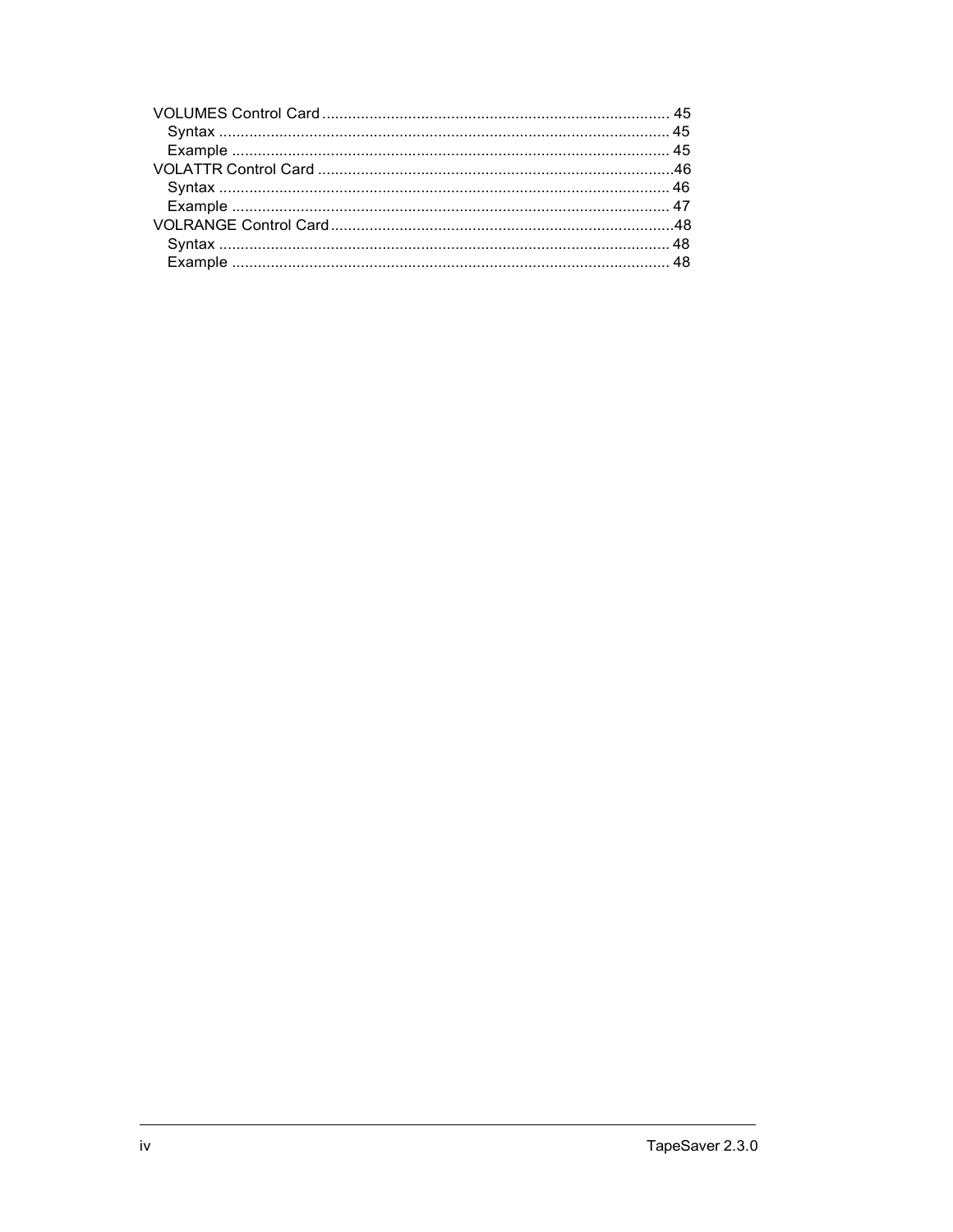- VOLUMES Control Card ................................................................................ 45
  - Syntax ........................................................................................................ 45
  - Example ..................................................................................................... 45
- VOLATTR Control Card ................................................................................46
  - Syntax ........................................................................................................ 46
  - Example ..................................................................................................... 47
- VOLRANGE Control Card ..............................................................................48
  - Syntax ........................................................................................................ 48
  - Example ..................................................................................................... 48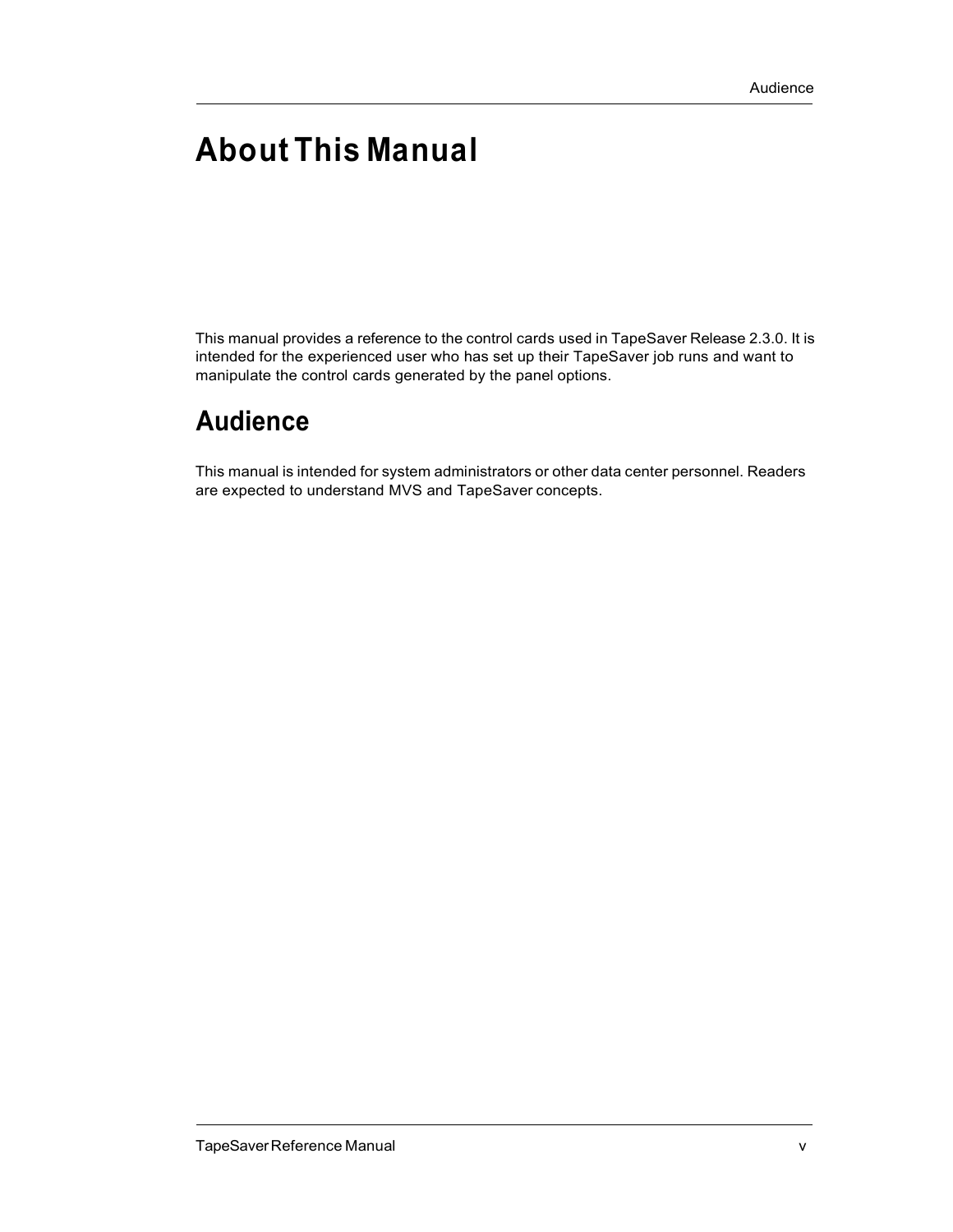# About This Manual

This manual provides a reference to the control cards used in TapeSaver Release 2.3.0. It is intended for the experienced user who has set up their TapeSaver job runs and want to manipulate the control cards generated by the panel options.

## Audience

This manual is intended for system administrators or other data center personnel. Readers are expected to understand MVS and TapeSaver concepts.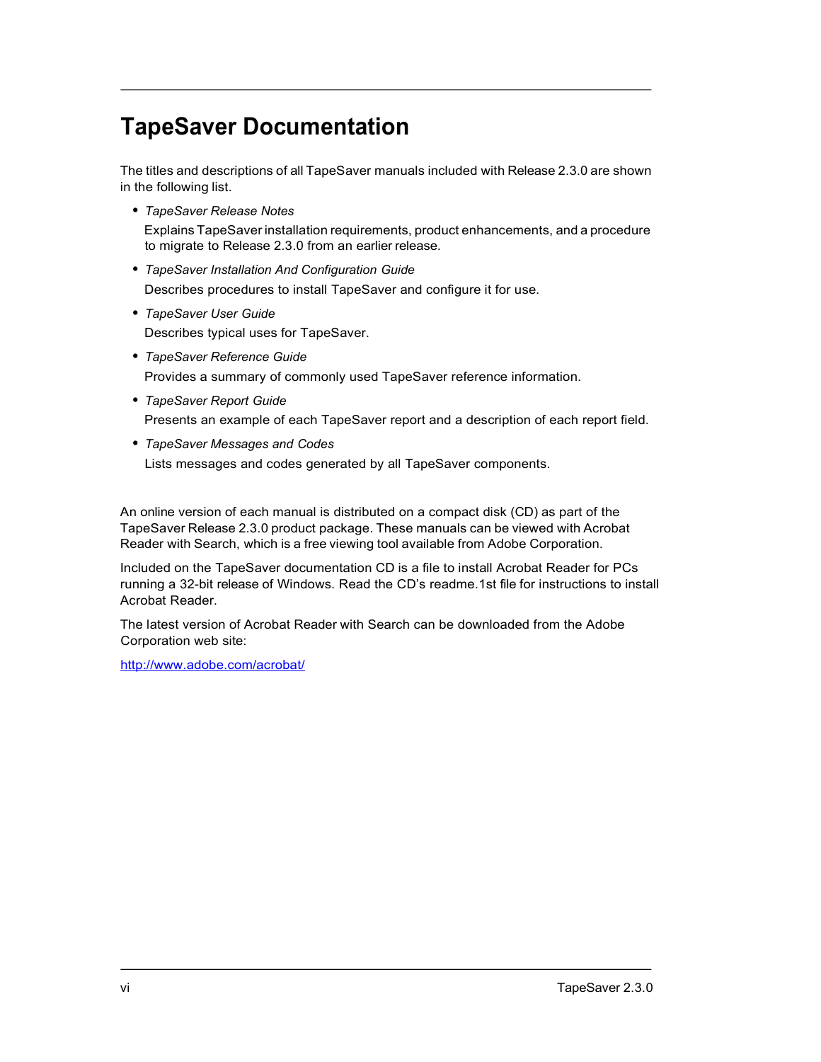# TapeSaver Documentation

The titles and descriptions of all TapeSaver manuals included with Release 2.3.0 are shown in the following list.

- *TapeSaver Release Notes*

  Explains TapeSaver installation requirements, product enhancements, and a procedure to migrate to Release 2.3.0 from an earlier release.

- *TapeSaver Installation And Configuration Guide*

  Describes procedures to install TapeSaver and configure it for use.

- *TapeSaver User Guide*

  Describes typical uses for TapeSaver.

- *TapeSaver Reference Guide*

  Provides a summary of commonly used TapeSaver reference information.

- *TapeSaver Report Guide*

  Presents an example of each TapeSaver report and a description of each report field.

- *TapeSaver Messages and Codes*

  Lists messages and codes generated by all TapeSaver components.

An online version of each manual is distributed on a compact disk (CD) as part of the TapeSaver Release 2.3.0 product package. These manuals can be viewed with Acrobat Reader with Search, which is a free viewing tool available from Adobe Corporation.

Included on the TapeSaver documentation CD is a file to install Acrobat Reader for PCs running a 32-bit release of Windows. Read the CD's readme.1st file for instructions to install Acrobat Reader.

The latest version of Acrobat Reader with Search can be downloaded from the Adobe Corporation web site:

http://www.adobe.com/acrobat/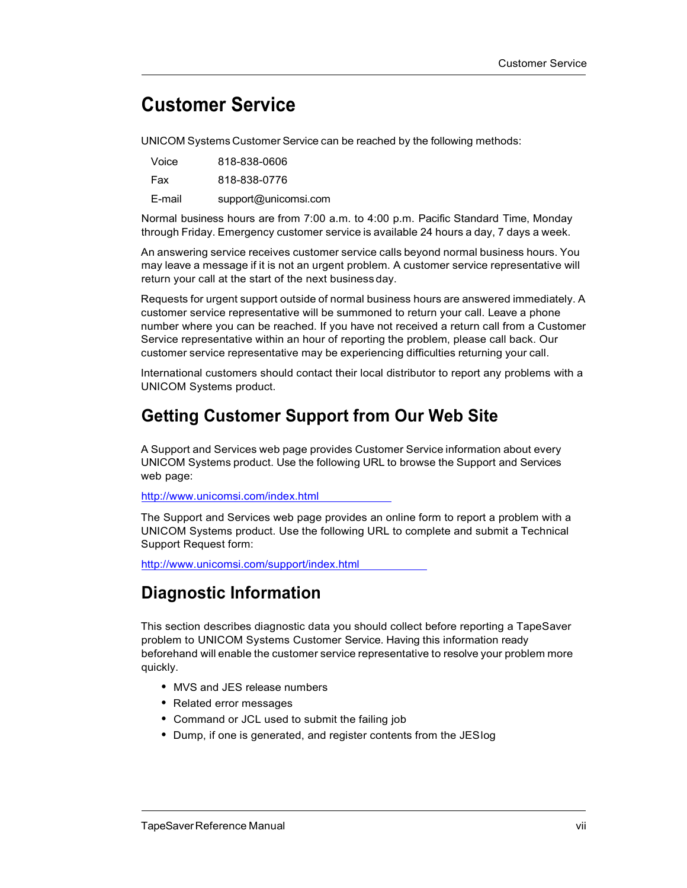# Customer Service

UNICOM Systems Customer Service can be reached by the following methods:

| | |
|---|---|
| Voice | 818-838-0606 |
| Fax | 818-838-0776 |
| E-mail | support@unicomsi.com |

Normal business hours are from 7:00 a.m. to 4:00 p.m. Pacific Standard Time, Monday through Friday. Emergency customer service is available 24 hours a day, 7 days a week.

An answering service receives customer service calls beyond normal business hours. You may leave a message if it is not an urgent problem. A customer service representative will return your call at the start of the next business day.

Requests for urgent support outside of normal business hours are answered immediately. A customer service representative will be summoned to return your call. Leave a phone number where you can be reached. If you have not received a return call from a Customer Service representative within an hour of reporting the problem, please call back. Our customer service representative may be experiencing difficulties returning your call.

International customers should contact their local distributor to report any problems with a UNICOM Systems product.

## Getting Customer Support from Our Web Site

A Support and Services web page provides Customer Service information about every UNICOM Systems product. Use the following URL to browse the Support and Services web page:

http://www.unicomsi.com/index.html

The Support and Services web page provides an online form to report a problem with a UNICOM Systems product. Use the following URL to complete and submit a Technical Support Request form:

http://www.unicomsi.com/support/index.html

## Diagnostic Information

This section describes diagnostic data you should collect before reporting a TapeSaver problem to UNICOM Systems Customer Service. Having this information ready beforehand will enable the customer service representative to resolve your problem more quickly.

- MVS and JES release numbers
- Related error messages
- Command or JCL used to submit the failing job
- Dump, if one is generated, and register contents from the JESlog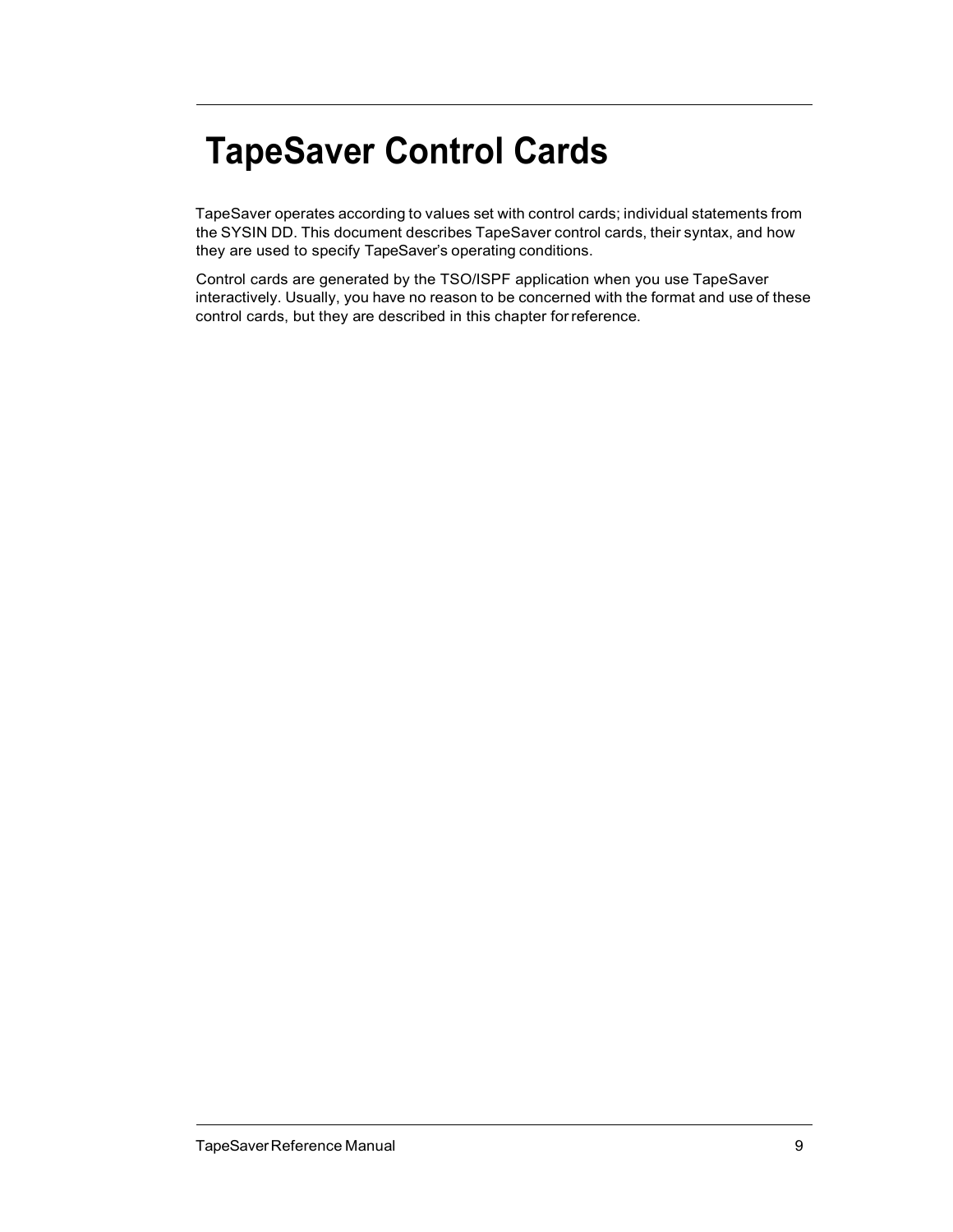# TapeSaver Control Cards

TapeSaver operates according to values set with control cards; individual statements from the SYSIN DD. This document describes TapeSaver control cards, their syntax, and how they are used to specify TapeSaver's operating conditions.

Control cards are generated by the TSO/ISPF application when you use TapeSaver interactively. Usually, you have no reason to be concerned with the format and use of these control cards, but they are described in this chapter for reference.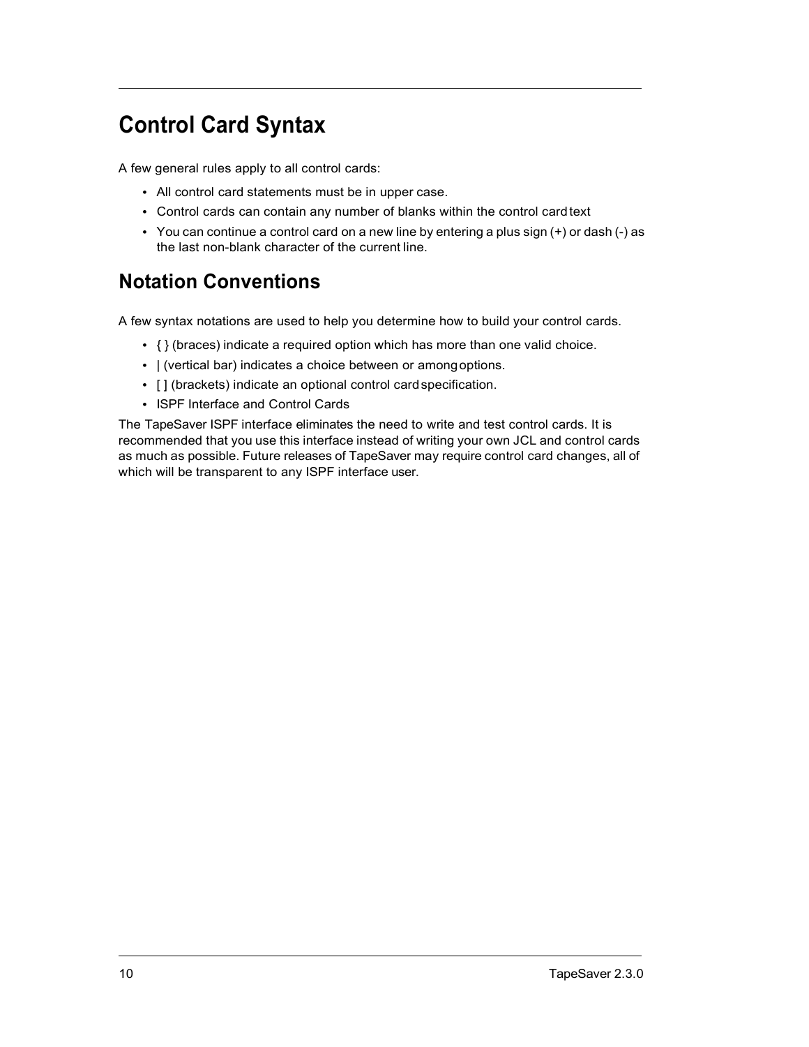# Control Card Syntax

A few general rules apply to all control cards:

- All control card statements must be in upper case.
- Control cards can contain any number of blanks within the control card text
- You can continue a control card on a new line by entering a plus sign (+) or dash (-) as the last non-blank character of the current line.

## Notation Conventions

A few syntax notations are used to help you determine how to build your control cards.

- { } (braces) indicate a required option which has more than one valid choice.
- | (vertical bar) indicates a choice between or among options.
- [ ] (brackets) indicate an optional control card specification.
- ISPF Interface and Control Cards

The TapeSaver ISPF interface eliminates the need to write and test control cards. It is recommended that you use this interface instead of writing your own JCL and control cards as much as possible. Future releases of TapeSaver may require control card changes, all of which will be transparent to any ISPF interface user.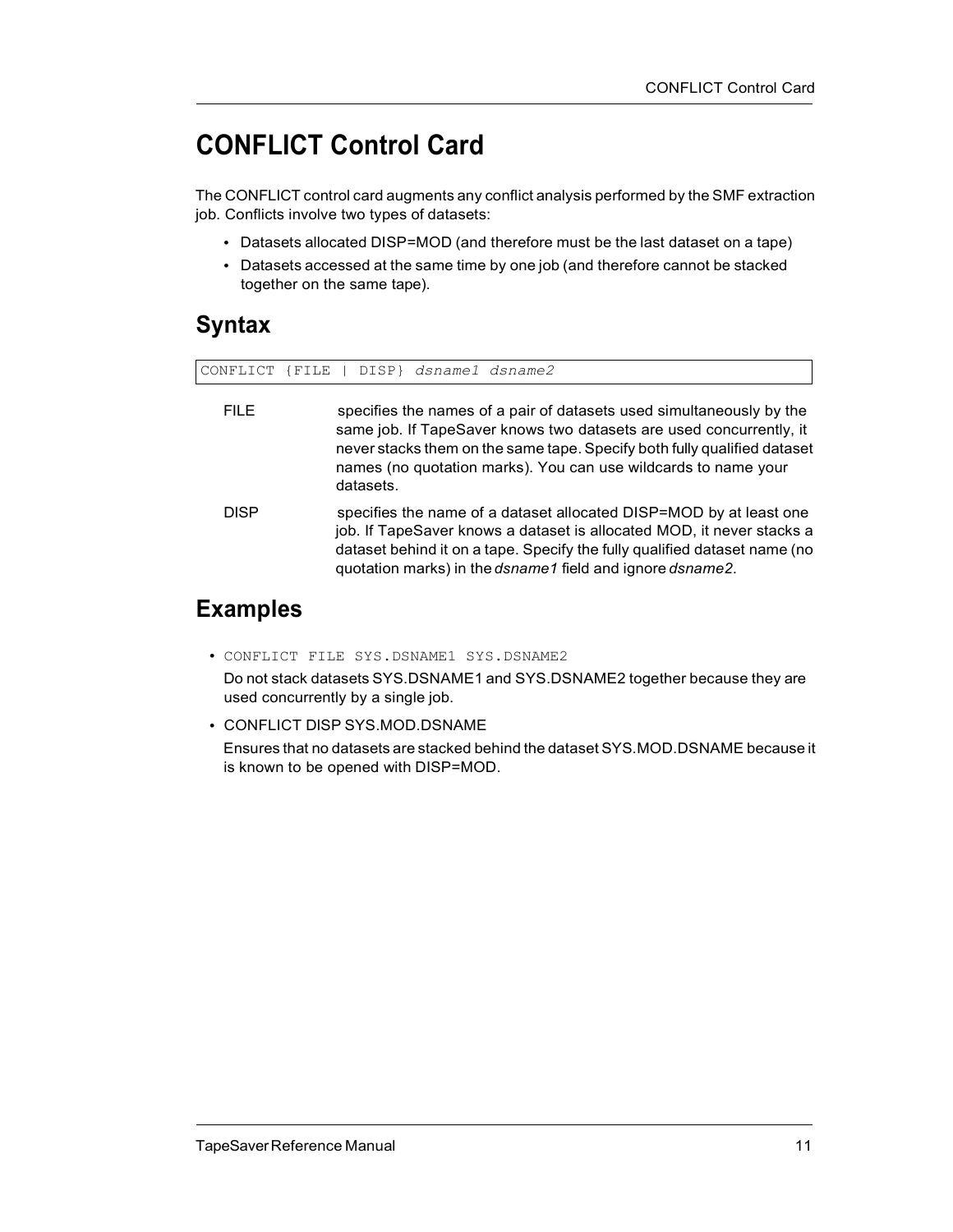# CONFLICT Control Card

The CONFLICT control card augments any conflict analysis performed by the SMF extraction job. Conflicts involve two types of datasets:

- Datasets allocated DISP=MOD (and therefore must be the last dataset on a tape)
- Datasets accessed at the same time by one job (and therefore cannot be stacked together on the same tape).

## Syntax

```
CONFLICT {FILE | DISP} dsname1 dsname2
```

FILE
: specifies the names of a pair of datasets used simultaneously by the same job. If TapeSaver knows two datasets are used concurrently, it never stacks them on the same tape. Specify both fully qualified dataset names (no quotation marks). You can use wildcards to name your datasets.

DISP
: specifies the name of a dataset allocated DISP=MOD by at least one job. If TapeSaver knows a dataset is allocated MOD, it never stacks a dataset behind it on a tape. Specify the fully qualified dataset name (no quotation marks) in the *dsname1* field and ignore *dsname2*.

## Examples

- `CONFLICT FILE SYS.DSNAME1 SYS.DSNAME2`

  Do not stack datasets SYS.DSNAME1 and SYS.DSNAME2 together because they are used concurrently by a single job.

- CONFLICT DISP SYS.MOD.DSNAME

  Ensures that no datasets are stacked behind the dataset SYS.MOD.DSNAME because it is known to be opened with DISP=MOD.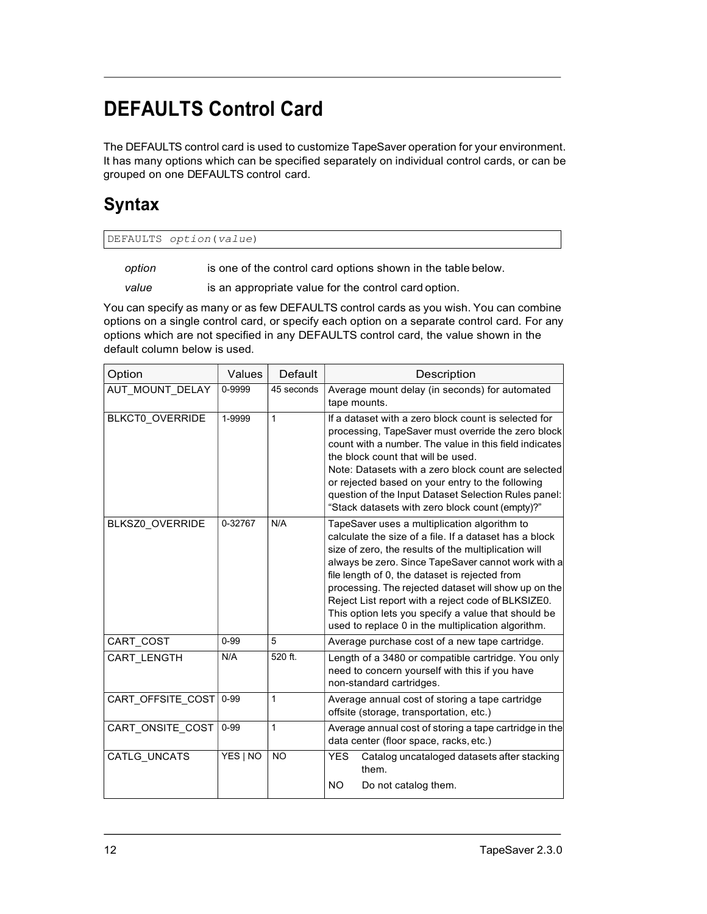# DEFAULTS Control Card

The DEFAULTS control card is used to customize TapeSaver operation for your environment. It has many options which can be specified separately on individual control cards, or can be grouped on one DEFAULTS control card.

## Syntax

```
DEFAULTS option(value)
```

*option* is one of the control card options shown in the table below.

*value* is an appropriate value for the control card option.

You can specify as many or as few DEFAULTS control cards as you wish. You can combine options on a single control card, or specify each option on a separate control card. For any options which are not specified in any DEFAULTS control card, the value shown in the default column below is used.

| Option | Values | Default | Description |
|---|---|---|---|
| AUT_MOUNT_DELAY | 0-9999 | 45 seconds | Average mount delay (in seconds) for automated tape mounts. |
| BLKCT0_OVERRIDE | 1-9999 | 1 | If a dataset with a zero block count is selected for processing, TapeSaver must override the zero block count with a number. The value in this field indicates the block count that will be used. Note: Datasets with a zero block count are selected or rejected based on your entry to the following question of the Input Dataset Selection Rules panel: “Stack datasets with zero block count (empty)?” |
| BLKSZ0_OVERRIDE | 0-32767 | N/A | TapeSaver uses a multiplication algorithm to calculate the size of a file. If a dataset has a block size of zero, the results of the multiplication will always be zero. Since TapeSaver cannot work with a file length of 0, the dataset is rejected from processing. The rejected dataset will show up on the Reject List report with a reject code of BLKSIZE0. This option lets you specify a value that should be used to replace 0 in the multiplication algorithm. |
| CART_COST | 0-99 | 5 | Average purchase cost of a new tape cartridge. |
| CART_LENGTH | N/A | 520 ft. | Length of a 3480 or compatible cartridge. You only need to concern yourself with this if you have non-standard cartridges. |
| CART_OFFSITE_COST | 0-99 | 1 | Average annual cost of storing a tape cartridge offsite (storage, transportation, etc.) |
| CART_ONSITE_COST | 0-99 | 1 | Average annual cost of storing a tape cartridge in the data center (floor space, racks, etc.) |
| CATLG_UNCATS | YES \| NO | NO | YES Catalog uncataloged datasets after stacking them.<br>NO Do not catalog them. |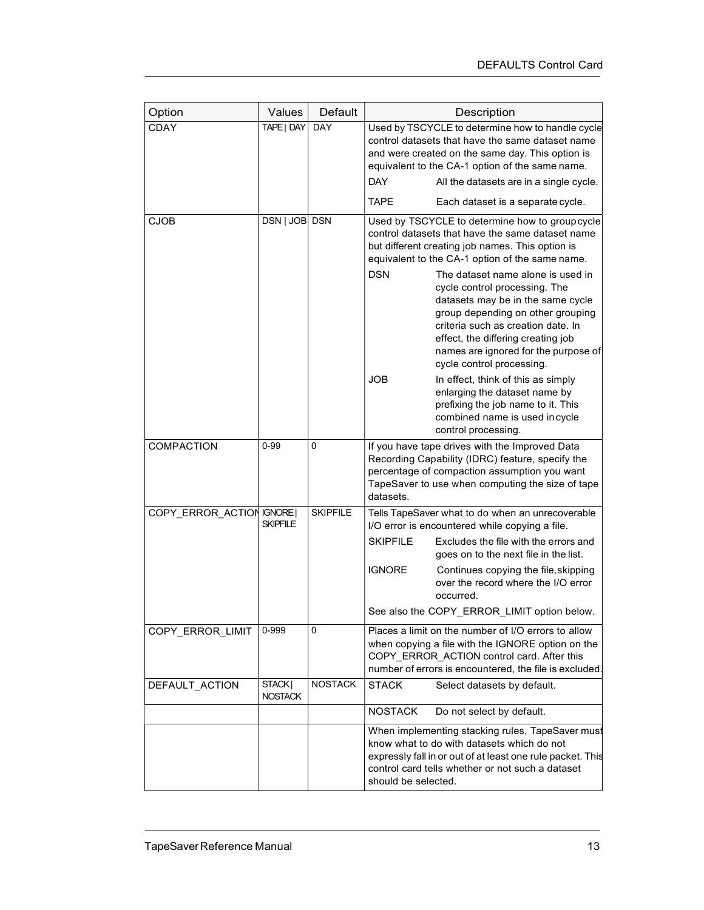| Option | Values | Default | Description |
|---|---|---|---|
| CDAY | TAPE \| DAY | DAY | Used by TSCYCLE to determine how to handle cycle control datasets that have the same dataset name and were created on the same day. This option is equivalent to the CA-1 option of the same name.<br>DAY — All the datasets are in a single cycle.<br>TAPE — Each dataset is a separate cycle. |
| CJOB | DSN \| JOB | DSN | Used by TSCYCLE to determine how to group cycle control datasets that have the same dataset name but different creating job names. This option is equivalent to the CA-1 option of the same name.<br>DSN — The dataset name alone is used in cycle control processing. The datasets may be in the same cycle group depending on other grouping criteria such as creation date. In effect, the differing creating job names are ignored for the purpose of cycle control processing.<br>JOB — In effect, think of this as simply enlarging the dataset name by prefixing the job name to it. This combined name is used in cycle control processing. |
| COMPACTION | 0-99 | 0 | If you have tape drives with the Improved Data Recording Capability (IDRC) feature, specify the percentage of compaction assumption you want TapeSaver to use when computing the size of tape datasets. |
| COPY_ERROR_ACTION | IGNORE \| SKIPFILE | SKIPFILE | Tells TapeSaver what to do when an unrecoverable I/O error is encountered while copying a file.<br>SKIPFILE — Excludes the file with the errors and goes on to the next file in the list.<br>IGNORE — Continues copying the file, skipping over the record where the I/O error occurred.<br>See also the COPY_ERROR_LIMIT option below. |
| COPY_ERROR_LIMIT | 0-999 | 0 | Places a limit on the number of I/O errors to allow when copying a file with the IGNORE option on the COPY_ERROR_ACTION control card. After this number of errors is encountered, the file is excluded. |
| DEFAULT_ACTION | STACK \| NOSTACK | NOSTACK | STACK — Select datasets by default. |
| | | | NOSTACK — Do not select by default. |
| | | | When implementing stacking rules, TapeSaver must know what to do with datasets which do not expressly fall in or out of at least one rule packet. This control card tells whether or not such a dataset should be selected. |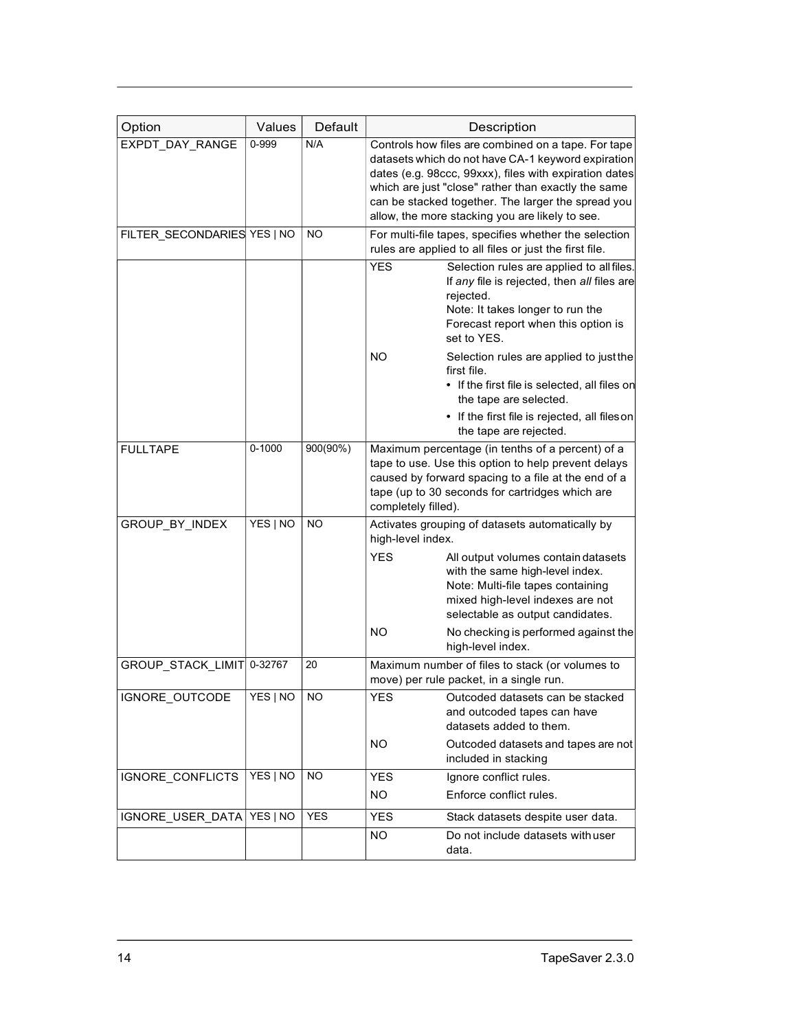| Option | Values | Default | Description | |
|---|---|---|---|---|
| EXPDT_DAY_RANGE | 0-999 | N/A | Controls how files are combined on a tape. For tape datasets which do not have CA-1 keyword expiration dates (e.g. 98ccc, 99xxx), files with expiration dates which are just "close" rather than exactly the same can be stacked together. The larger the spread you allow, the more stacking you are likely to see. | |
| FILTER_SECONDARIES | YES \| NO | NO | For multi-file tapes, specifies whether the selection rules are applied to all files or just the first file. | |
| | | | YES | Selection rules are applied to all files. If *any* file is rejected, then *all* files are rejected. Note: It takes longer to run the Forecast report when this option is set to YES. |
| | | | NO | Selection rules are applied to just the first file. • If the first file is selected, all files on the tape are selected. • If the first file is rejected, all files on the tape are rejected. |
| FULLTAPE | 0-1000 | 900(90%) | Maximum percentage (in tenths of a percent) of a tape to use. Use this option to help prevent delays caused by forward spacing to a file at the end of a tape (up to 30 seconds for cartridges which are completely filled). | |
| GROUP_BY_INDEX | YES \| NO | NO | Activates grouping of datasets automatically by high-level index. | |
| | | | YES | All output volumes contain datasets with the same high-level index. Note: Multi-file tapes containing mixed high-level indexes are not selectable as output candidates. |
| | | | NO | No checking is performed against the high-level index. |
| GROUP_STACK_LIMIT | 0-32767 | 20 | Maximum number of files to stack (or volumes to move) per rule packet, in a single run. | |
| IGNORE_OUTCODE | YES \| NO | NO | YES | Outcoded datasets can be stacked and outcoded tapes can have datasets added to them. |
| | | | NO | Outcoded datasets and tapes are not included in stacking |
| IGNORE_CONFLICTS | YES \| NO | NO | YES | Ignore conflict rules. |
| | | | NO | Enforce conflict rules. |
| IGNORE_USER_DATA | YES \| NO | YES | YES | Stack datasets despite user data. |
| | | | NO | Do not include datasets with user data. |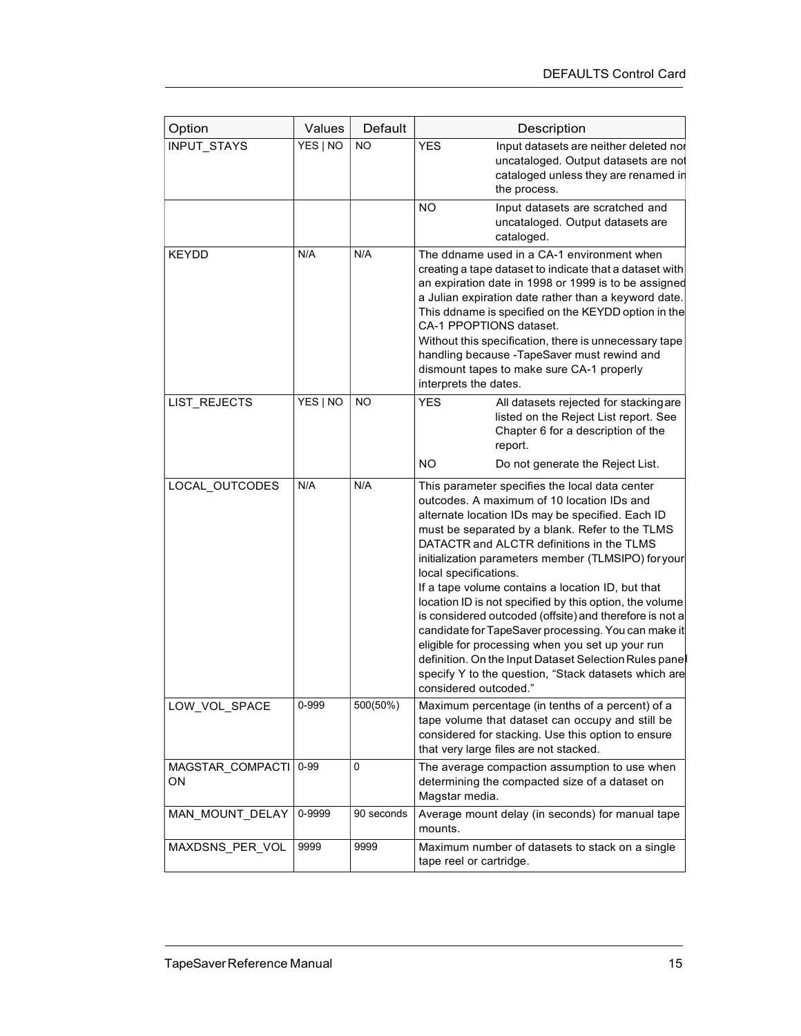| Option | Values | Default | Description | |
|---|---|---|---|---|
| INPUT_STAYS | YES \| NO | NO | YES | Input datasets are neither deleted nor uncataloged. Output datasets are not cataloged unless they are renamed in the process. |
| | | | NO | Input datasets are scratched and uncataloged. Output datasets are cataloged. |
| KEYDD | N/A | N/A | The ddname used in a CA-1 environment when creating a tape dataset to indicate that a dataset with an expiration date in 1998 or 1999 is to be assigned a Julian expiration date rather than a keyword date. This ddname is specified on the KEYDD option in the CA-1 PPOPTIONS dataset.<br>Without this specification, there is unnecessary tape handling because -TapeSaver must rewind and dismount tapes to make sure CA-1 properly interprets the dates. | |
| LIST_REJECTS | YES \| NO | NO | YES | All datasets rejected for stacking are listed on the Reject List report. See Chapter 6 for a description of the report. |
| | | | NO | Do not generate the Reject List. |
| LOCAL_OUTCODES | N/A | N/A | This parameter specifies the local data center outcodes. A maximum of 10 location IDs and alternate location IDs may be specified. Each ID must be separated by a blank. Refer to the TLMS DATACTR and ALCTR definitions in the TLMS initialization parameters member (TLMSIPO) for your local specifications.<br>If a tape volume contains a location ID, but that location ID is not specified by this option, the volume is considered outcoded (offsite) and therefore is not a candidate for TapeSaver processing. You can make it eligible for processing when you set up your run definition. On the Input Dataset Selection Rules panel specify Y to the question, "Stack datasets which are considered outcoded." | |
| LOW_VOL_SPACE | 0-999 | 500(50%) | Maximum percentage (in tenths of a percent) of a tape volume that dataset can occupy and still be considered for stacking. Use this option to ensure that very large files are not stacked. | |
| MAGSTAR_COMPACTION | 0-99 | 0 | The average compaction assumption to use when determining the compacted size of a dataset on Magstar media. | |
| MAN_MOUNT_DELAY | 0-9999 | 90 seconds | Average mount delay (in seconds) for manual tape mounts. | |
| MAXDSNS_PER_VOL | 9999 | 9999 | Maximum number of datasets to stack on a single tape reel or cartridge. | |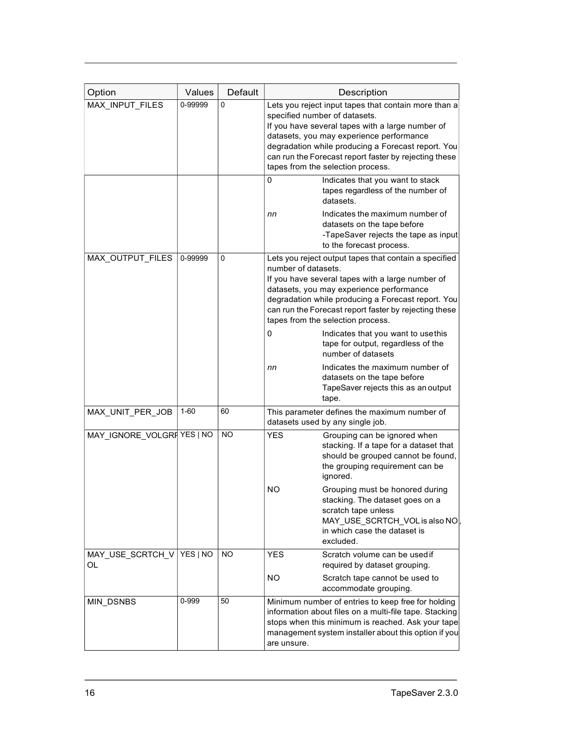| Option | Values | Default | Description |
|---|---|---|---|
| MAX_INPUT_FILES | 0-99999 | 0 | Lets you reject input tapes that contain more than a specified number of datasets.<br>If you have several tapes with a large number of datasets, you may experience performance degradation while producing a Forecast report. You can run the Forecast report faster by rejecting these tapes from the selection process. |
| | | | 0 — Indicates that you want to stack tapes regardless of the number of datasets.<br>*nn* — Indicates the maximum number of datasets on the tape before -TapeSaver rejects the tape as input to the forecast process. |
| MAX_OUTPUT_FILES | 0-99999 | 0 | Lets you reject output tapes that contain a specified number of datasets.<br>If you have several tapes with a large number of datasets, you may experience performance degradation while producing a Forecast report. You can run the Forecast report faster by rejecting these tapes from the selection process.<br>0 — Indicates that you want to use this tape for output, regardless of the number of datasets<br>*nn* — Indicates the maximum number of datasets on the tape before TapeSaver rejects this as an output tape. |
| MAX_UNIT_PER_JOB | 1-60 | 60 | This parameter defines the maximum number of datasets used by any single job. |
| MAY_IGNORE_VOLGRP | YES \| NO | NO | YES — Grouping can be ignored when stacking. If a tape for a dataset that should be grouped cannot be found, the grouping requirement can be ignored.<br>NO — Grouping must be honored during stacking. The dataset goes on a scratch tape unless MAY_USE_SCRTCH_VOL is also NO, in which case the dataset is excluded. |
| MAY_USE_SCRTCH_VOL | YES \| NO | NO | YES — Scratch volume can be used if required by dataset grouping.<br>NO — Scratch tape cannot be used to accommodate grouping. |
| MIN_DSNBS | 0-999 | 50 | Minimum number of entries to keep free for holding information about files on a multi-file tape. Stacking stops when this minimum is reached. Ask your tape management system installer about this option if you are unsure. |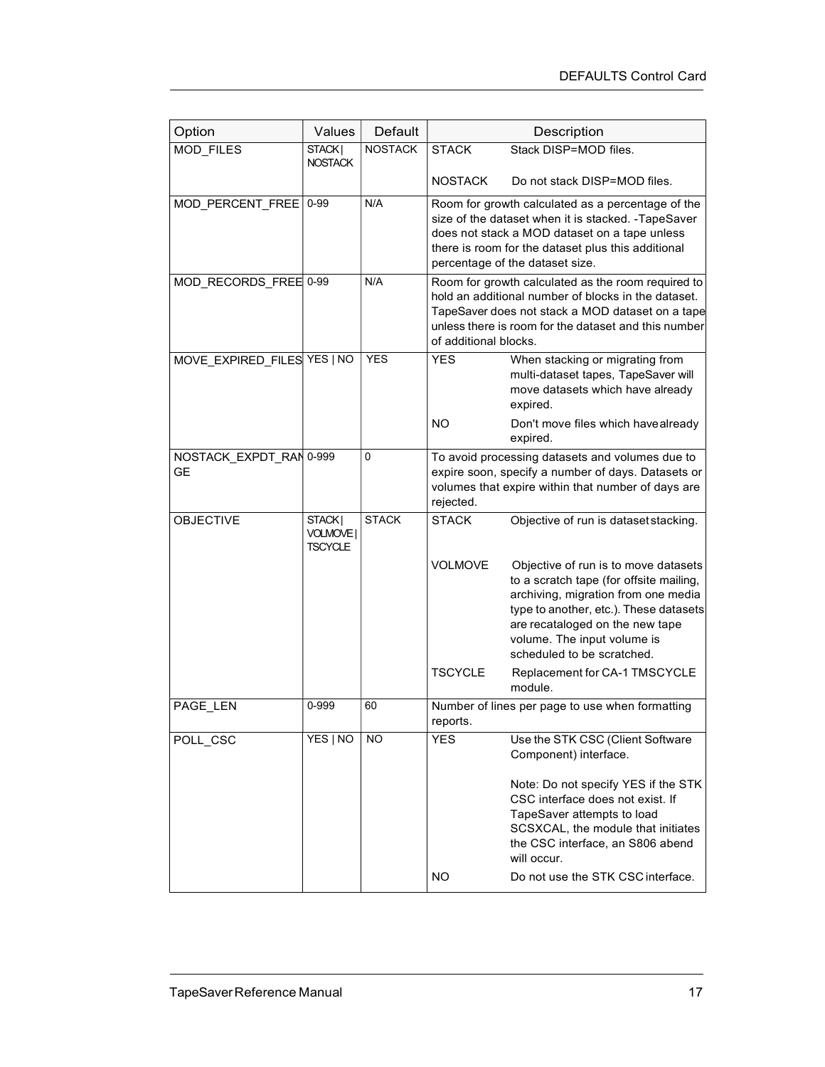| Option | Values | Default | Description | |
|---|---|---|---|---|
| MOD_FILES | STACK \| NOSTACK | NOSTACK | STACK | Stack DISP=MOD files. |
| | | | NOSTACK | Do not stack DISP=MOD files. |
| MOD_PERCENT_FREE | 0-99 | N/A | Room for growth calculated as a percentage of the size of the dataset when it is stacked. -TapeSaver does not stack a MOD dataset on a tape unless there is room for the dataset plus this additional percentage of the dataset size. | |
| MOD_RECORDS_FREE | 0-99 | N/A | Room for growth calculated as the room required to hold an additional number of blocks in the dataset. TapeSaver does not stack a MOD dataset on a tape unless there is room for the dataset and this number of additional blocks. | |
| MOVE_EXPIRED_FILES | YES \| NO | YES | YES | When stacking or migrating from multi-dataset tapes, TapeSaver will move datasets which have already expired. |
| | | | NO | Don't move files which have already expired. |
| NOSTACK_EXPDT_RANGE | 0-999 | 0 | To avoid processing datasets and volumes due to expire soon, specify a number of days. Datasets or volumes that expire within that number of days are rejected. | |
| OBJECTIVE | STACK \| VOLMOVE \| TSCYCLE | STACK | STACK | Objective of run is dataset stacking. |
| | | | VOLMOVE | Objective of run is to move datasets to a scratch tape (for offsite mailing, archiving, migration from one media type to another, etc.). These datasets are recataloged on the new tape volume. The input volume is scheduled to be scratched. |
| | | | TSCYCLE | Replacement for CA-1 TMSCYCLE module. |
| PAGE_LEN | 0-999 | 60 | Number of lines per page to use when formatting reports. | |
| POLL_CSC | YES \| NO | NO | YES | Use the STK CSC (Client Software Component) interface.<br><br>Note: Do not specify YES if the STK CSC interface does not exist. If TapeSaver attempts to load SCSXCAL, the module that initiates the CSC interface, an S806 abend will occur. |
| | | | NO | Do not use the STK CSC interface. |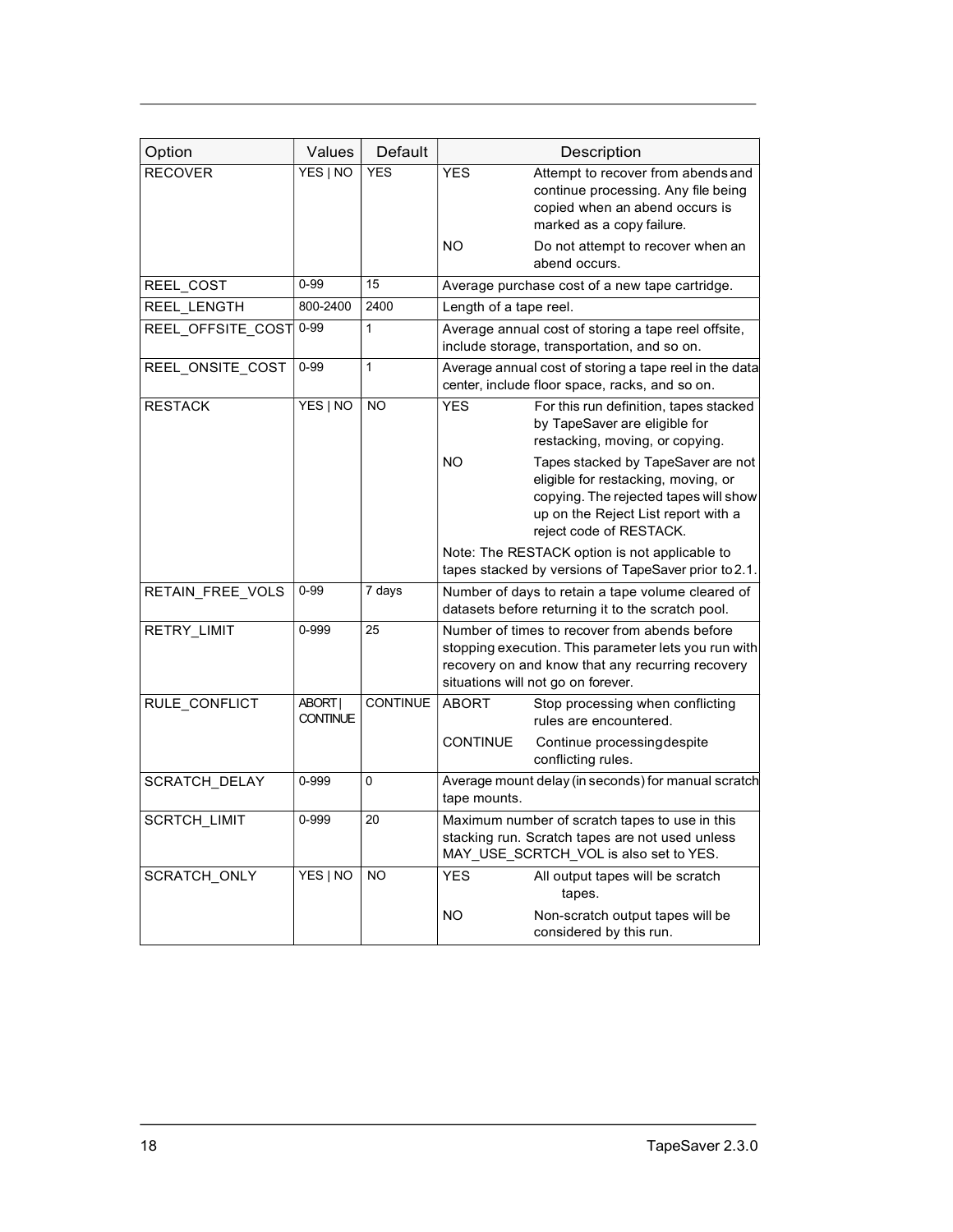| Option | Values | Default | Description |
|---|---|---|---|
| RECOVER | YES \| NO | YES | YES — Attempt to recover from abends and continue processing. Any file being copied when an abend occurs is marked as a copy failure.<br>NO — Do not attempt to recover when an abend occurs. |
| REEL_COST | 0-99 | 15 | Average purchase cost of a new tape cartridge. |
| REEL_LENGTH | 800-2400 | 2400 | Length of a tape reel. |
| REEL_OFFSITE_COST | 0-99 | 1 | Average annual cost of storing a tape reel offsite, include storage, transportation, and so on. |
| REEL_ONSITE_COST | 0-99 | 1 | Average annual cost of storing a tape reel in the data center, include floor space, racks, and so on. |
| RESTACK | YES \| NO | NO | YES — For this run definition, tapes stacked by TapeSaver are eligible for restacking, moving, or copying.<br>NO — Tapes stacked by TapeSaver are not eligible for restacking, moving, or copying. The rejected tapes will show up on the Reject List report with a reject code of RESTACK.<br>Note: The RESTACK option is not applicable to tapes stacked by versions of TapeSaver prior to 2.1. |
| RETAIN_FREE_VOLS | 0-99 | 7 days | Number of days to retain a tape volume cleared of datasets before returning it to the scratch pool. |
| RETRY_LIMIT | 0-999 | 25 | Number of times to recover from abends before stopping execution. This parameter lets you run with recovery on and know that any recurring recovery situations will not go on forever. |
| RULE_CONFLICT | ABORT \| CONTINUE | CONTINUE | ABORT — Stop processing when conflicting rules are encountered.<br>CONTINUE — Continue processing despite conflicting rules. |
| SCRATCH_DELAY | 0-999 | 0 | Average mount delay (in seconds) for manual scratch tape mounts. |
| SCRTCH_LIMIT | 0-999 | 20 | Maximum number of scratch tapes to use in this stacking run. Scratch tapes are not used unless MAY_USE_SCRTCH_VOL is also set to YES. |
| SCRATCH_ONLY | YES \| NO | NO | YES — All output tapes will be scratch tapes.<br>NO — Non-scratch output tapes will be considered by this run. |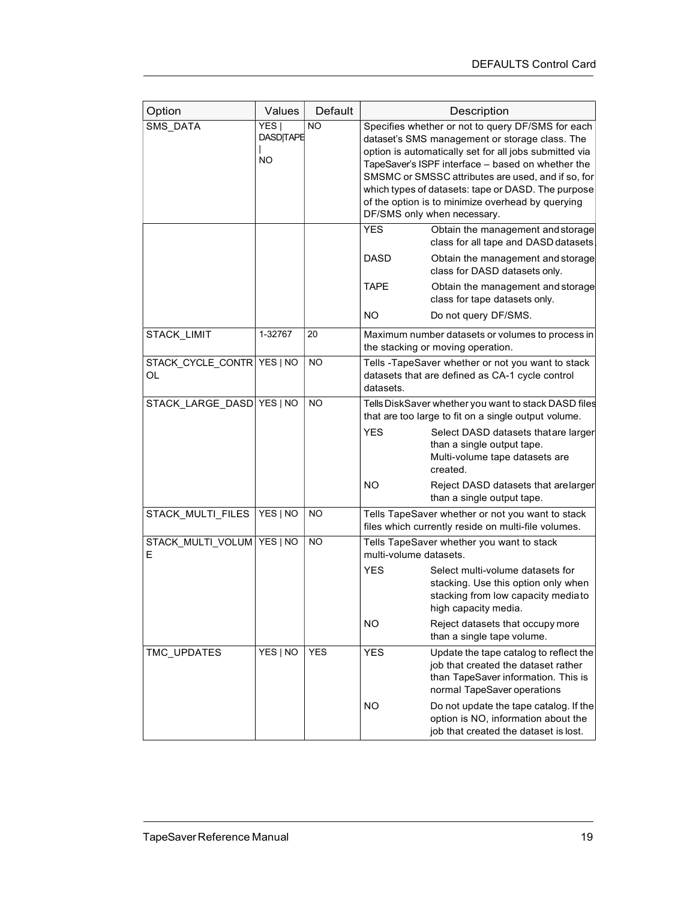| Option | Values | Default | Description |
| --- | --- | --- | --- |
| SMS_DATA | YES \| DASD\|TAPE \| NO | NO | Specifies whether or not to query DF/SMS for each dataset's SMS management or storage class. The option is automatically set for all jobs submitted via TapeSaver's ISPF interface – based on whether the SMSMC or SMSSC attributes are used, and if so, for which types of datasets: tape or DASD. The purpose of the option is to minimize overhead by querying DF/SMS only when necessary. |
| | | | YES — Obtain the management and storage class for all tape and DASD datasets. |
| | | | DASD — Obtain the management and storage class for DASD datasets only. |
| | | | TAPE — Obtain the management and storage class for tape datasets only. |
| | | | NO — Do not query DF/SMS. |
| STACK_LIMIT | 1-32767 | 20 | Maximum number datasets or volumes to process in the stacking or moving operation. |
| STACK_CYCLE_CONTROL | YES \| NO | NO | Tells -TapeSaver whether or not you want to stack datasets that are defined as CA-1 cycle control datasets. |
| STACK_LARGE_DASD | YES \| NO | NO | Tells DiskSaver whether you want to stack DASD files that are too large to fit on a single output volume. |
| | | | YES — Select DASD datasets that are larger than a single output tape. Multi-volume tape datasets are created. |
| | | | NO — Reject DASD datasets that are larger than a single output tape. |
| STACK_MULTI_FILES | YES \| NO | NO | Tells TapeSaver whether or not you want to stack files which currently reside on multi-file volumes. |
| STACK_MULTI_VOLUME | YES \| NO | NO | Tells TapeSaver whether you want to stack multi-volume datasets. |
| | | | YES — Select multi-volume datasets for stacking. Use this option only when stacking from low capacity media to high capacity media. |
| | | | NO — Reject datasets that occupy more than a single tape volume. |
| TMC_UPDATES | YES \| NO | YES | YES — Update the tape catalog to reflect the job that created the dataset rather than TapeSaver information. This is normal TapeSaver operations |
| | | | NO — Do not update the tape catalog. If the option is NO, information about the job that created the dataset is lost. |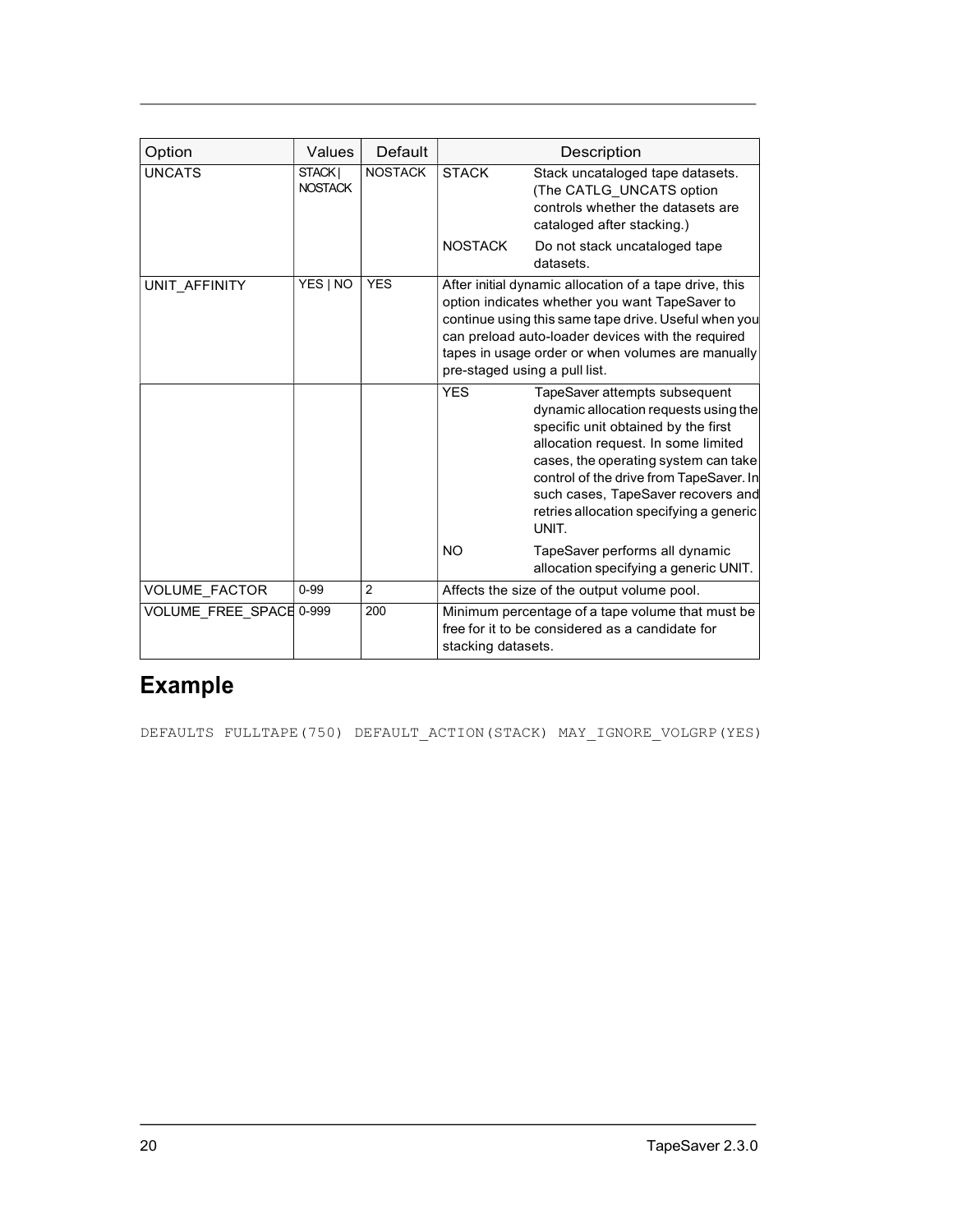| Option | Values | Default | Description | |
| --- | --- | --- | --- | --- |
| UNCATS | STACK \| NOSTACK | NOSTACK | STACK | Stack uncataloged tape datasets. (The CATLG_UNCATS option controls whether the datasets are cataloged after stacking.) |
| | | | NOSTACK | Do not stack uncataloged tape datasets. |
| UNIT_AFFINITY | YES \| NO | YES | After initial dynamic allocation of a tape drive, this option indicates whether you want TapeSaver to continue using this same tape drive. Useful when you can preload auto-loader devices with the required tapes in usage order or when volumes are manually pre-staged using a pull list. | |
| | | | YES | TapeSaver attempts subsequent dynamic allocation requests using the specific unit obtained by the first allocation request. In some limited cases, the operating system can take control of the drive from TapeSaver. In such cases, TapeSaver recovers and retries allocation specifying a generic UNIT. |
| | | | NO | TapeSaver performs all dynamic allocation specifying a generic UNIT. |
| VOLUME_FACTOR | 0-99 | 2 | Affects the size of the output volume pool. | |
| VOLUME_FREE_SPACE | 0-999 | 200 | Minimum percentage of a tape volume that must be free for it to be considered as a candidate for stacking datasets. | |

## Example

```
DEFAULTS FULLTAPE(750) DEFAULT_ACTION(STACK) MAY_IGNORE_VOLGRP(YES)
```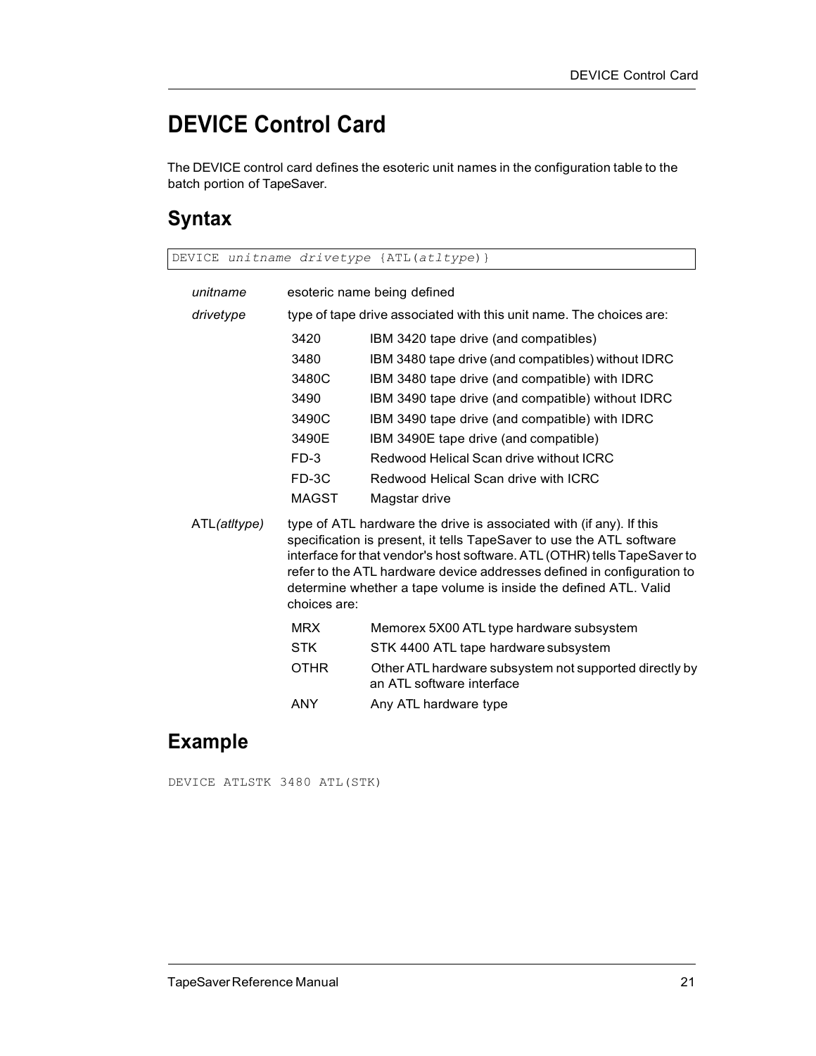# DEVICE Control Card

The DEVICE control card defines the esoteric unit names in the configuration table to the batch portion of TapeSaver.

## Syntax

```
DEVICE unitname drivetype {ATL(atltype)}
```

*unitname* esoteric name being defined

*drivetype* type of tape drive associated with this unit name. The choices are:

| | |
|---|---|
| 3420 | IBM 3420 tape drive (and compatibles) |
| 3480 | IBM 3480 tape drive (and compatibles) without IDRC |
| 3480C | IBM 3480 tape drive (and compatible) with IDRC |
| 3490 | IBM 3490 tape drive (and compatible) without IDRC |
| 3490C | IBM 3490 tape drive (and compatible) with IDRC |
| 3490E | IBM 3490E tape drive (and compatible) |
| FD-3 | Redwood Helical Scan drive without ICRC |
| FD-3C | Redwood Helical Scan drive with ICRC |
| MAGST | Magstar drive |

ATL*(atltype)* type of ATL hardware the drive is associated with (if any). If this specification is present, it tells TapeSaver to use the ATL software interface for that vendor's host software. ATL (OTHR) tells TapeSaver to refer to the ATL hardware device addresses defined in configuration to determine whether a tape volume is inside the defined ATL. Valid choices are:

| | |
|---|---|
| MRX | Memorex 5X00 ATL type hardware subsystem |
| STK | STK 4400 ATL tape hardware subsystem |
| OTHR | Other ATL hardware subsystem not supported directly by an ATL software interface |
| ANY | Any ATL hardware type |

## Example

```
DEVICE ATLSTK 3480 ATL(STK)
```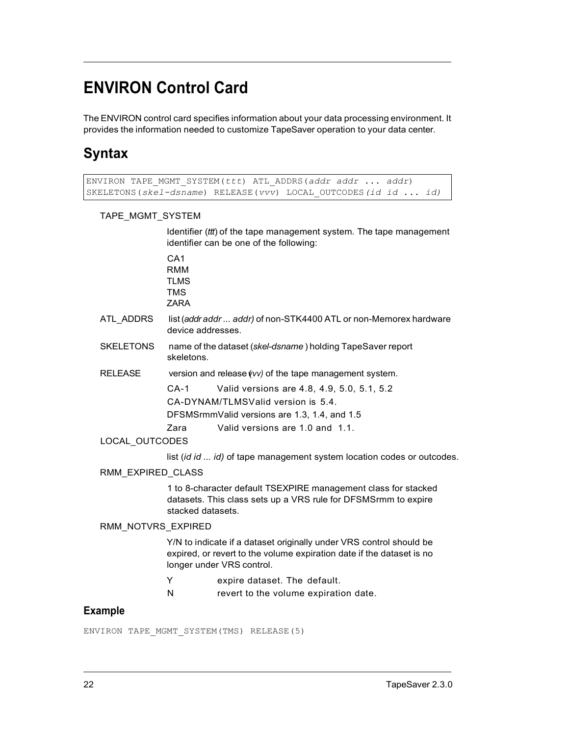# ENVIRON Control Card

The ENVIRON control card specifies information about your data processing environment. It provides the information needed to customize TapeSaver operation to your data center.

## Syntax

```
ENVIRON TAPE_MGMT_SYSTEM(ttt) ATL_ADDRS(addr addr ... addr)
SKELETONS(skel-dsname) RELEASE(vvv) LOCAL_OUTCODES(id id ... id)
```

TAPE_MGMT_SYSTEM

Identifier (*ttt*) of the tape management system. The tape management identifier can be one of the following:

CA1
RMM
TLMS
TMS
ZARA

ATL_ADDRS

list (*addr addr ... addr)* of non-STK4400 ATL or non-Memorex hardware device addresses.

SKELETONS

name of the dataset (*skel-dsname* ) holding TapeSaver report skeletons.

RELEASE

version and release (*vv)* of the tape management system.

CA-1 Valid versions are 4.8, 4.9, 5.0, 5.1, 5.2
CA-DYNAM/TLMS Valid version is 5.4.
DFSMSrmm Valid versions are 1.3, 1.4, and 1.5
Zara Valid versions are 1.0 and 1.1.

LOCAL_OUTCODES

list (*id id ... id)* of tape management system location codes or outcodes.

RMM_EXPIRED_CLASS

1 to 8-character default TSEXPIRE management class for stacked datasets. This class sets up a VRS rule for DFSMSrmm to expire stacked datasets.

RMM_NOTVRS_EXPIRED

Y/N to indicate if a dataset originally under VRS control should be expired, or revert to the volume expiration date if the dataset is no longer under VRS control.

Y expire dataset. The default.
N revert to the volume expiration date.

### Example

```
ENVIRON TAPE_MGMT_SYSTEM(TMS) RELEASE(5)
```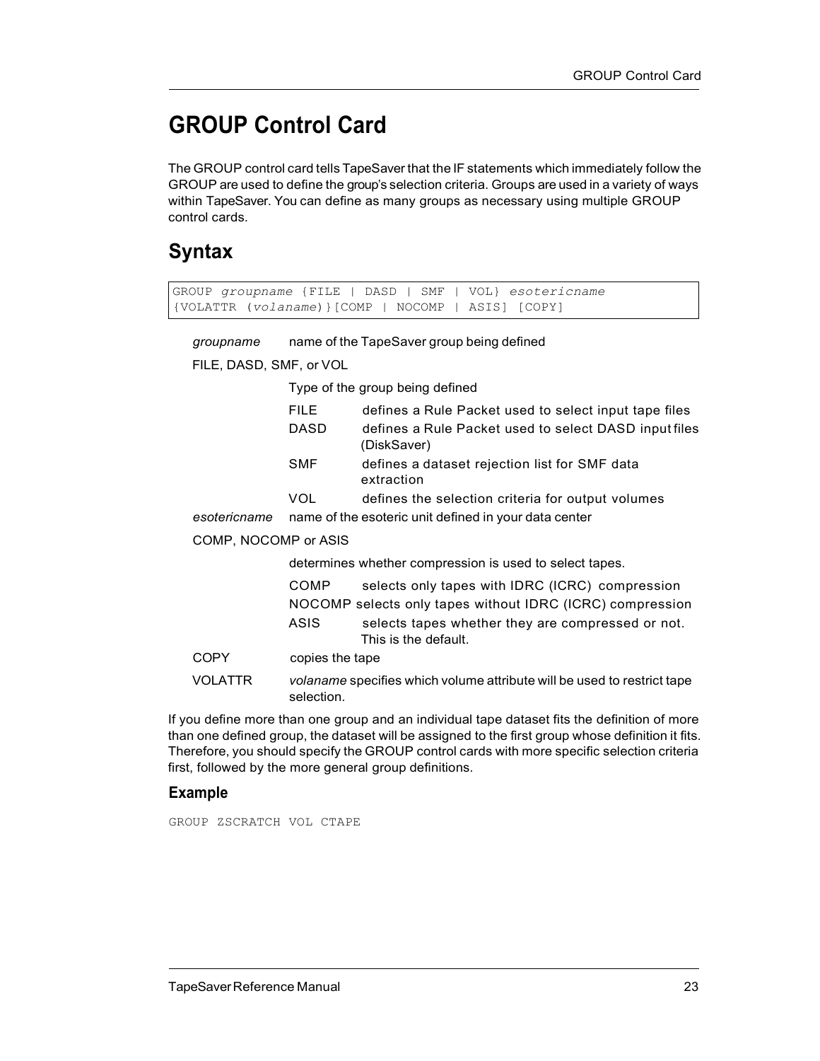# GROUP Control Card

The GROUP control card tells TapeSaver that the IF statements which immediately follow the GROUP are used to define the group's selection criteria. Groups are used in a variety of ways within TapeSaver. You can define as many groups as necessary using multiple GROUP control cards.

## Syntax

```
GROUP groupname {FILE | DASD | SMF | VOL} esotericname
{VOLATTR (volaname)}[COMP | NOCOMP | ASIS] [COPY]
```

*groupname* name of the TapeSaver group being defined

FILE, DASD, SMF, or VOL

Type of the group being defined

| | |
|---|---|
| FILE | defines a Rule Packet used to select input tape files |
| DASD | defines a Rule Packet used to select DASD input files (DiskSaver) |
| SMF | defines a dataset rejection list for SMF data extraction |
| VOL | defines the selection criteria for output volumes |

*esotericname* name of the esoteric unit defined in your data center

COMP, NOCOMP or ASIS

determines whether compression is used to select tapes.

| | |
|---|---|
| COMP | selects only tapes with IDRC (ICRC) compression |
| NOCOMP | selects only tapes without IDRC (ICRC) compression |
| ASIS | selects tapes whether they are compressed or not. This is the default. |

COPY copies the tape

VOLATTR *volaname* specifies which volume attribute will be used to restrict tape selection.

If you define more than one group and an individual tape dataset fits the definition of more than one defined group, the dataset will be assigned to the first group whose definition it fits. Therefore, you should specify the GROUP control cards with more specific selection criteria first, followed by the more general group definitions.

### Example

```
GROUP ZSCRATCH VOL CTAPE
```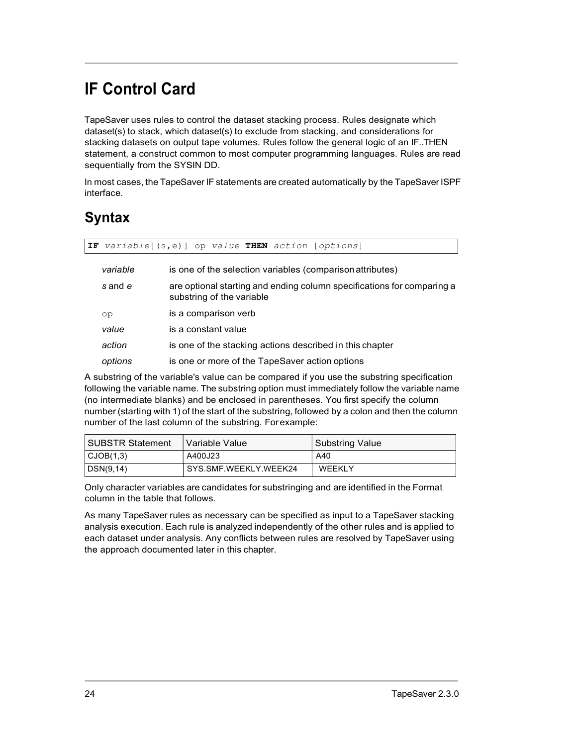# IF Control Card

TapeSaver uses rules to control the dataset stacking process. Rules designate which dataset(s) to stack, which dataset(s) to exclude from stacking, and considerations for stacking datasets on output tape volumes. Rules follow the general logic of an IF..THEN statement, a construct common to most computer programming languages. Rules are read sequentially from the SYSIN DD.

In most cases, the TapeSaver IF statements are created automatically by the TapeSaver ISPF interface.

## Syntax

```
IF variable[(s,e)] op value THEN action [options]
```

| | |
|---|---|
| *variable* | is one of the selection variables (comparison attributes) |
| *s* and *e* | are optional starting and ending column specifications for comparing a substring of the variable |
| `op` | is a comparison verb |
| *value* | is a constant value |
| *action* | is one of the stacking actions described in this chapter |
| *options* | is one or more of the TapeSaver action options |

A substring of the variable's value can be compared if you use the substring specification following the variable name. The substring option must immediately follow the variable name (no intermediate blanks) and be enclosed in parentheses. You first specify the column number (starting with 1) of the start of the substring, followed by a colon and then the column number of the last column of the substring. For example:

| SUBSTR Statement | Variable Value | Substring Value |
|---|---|---|
| CJOB(1,3) | A400J23 | A40 |
| DSN(9,14) | SYS.SMF.WEEKLY.WEEK24 | WEEKLY |

Only character variables are candidates for substringing and are identified in the Format column in the table that follows.

As many TapeSaver rules as necessary can be specified as input to a TapeSaver stacking analysis execution. Each rule is analyzed independently of the other rules and is applied to each dataset under analysis. Any conflicts between rules are resolved by TapeSaver using the approach documented later in this chapter.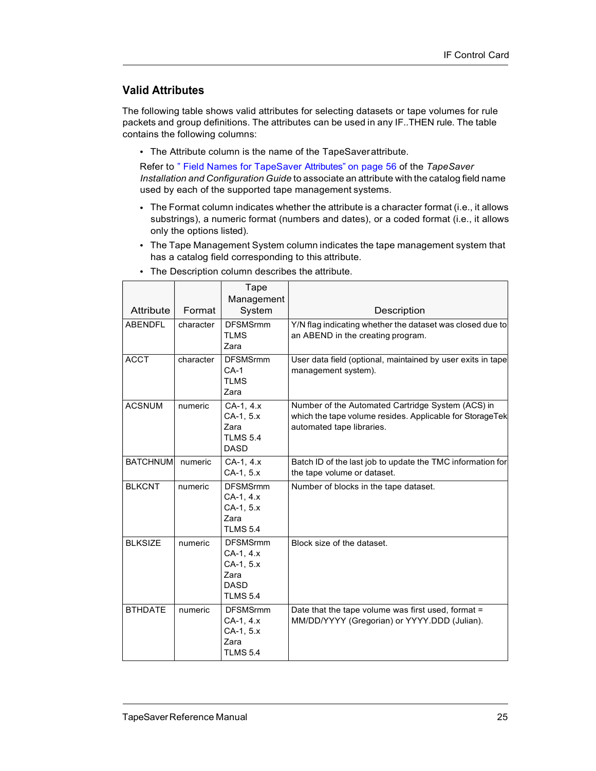## Valid Attributes

The following table shows valid attributes for selecting datasets or tape volumes for rule packets and group definitions. The attributes can be used in any IF..THEN rule. The table contains the following columns:

- The Attribute column is the name of the TapeSaver attribute.

  Refer to " Field Names for TapeSaver Attributes" on page 56 of the *TapeSaver Installation and Configuration Guide* to associate an attribute with the catalog field name used by each of the supported tape management systems.

- The Format column indicates whether the attribute is a character format (i.e., it allows substrings), a numeric format (numbers and dates), or a coded format (i.e., it allows only the options listed).
- The Tape Management System column indicates the tape management system that has a catalog field corresponding to this attribute.
- The Description column describes the attribute.

| Attribute | Format | Tape Management System | Description |
|---|---|---|---|
| ABENDFL | character | DFSMSrmm<br>TLMS<br>Zara | Y/N flag indicating whether the dataset was closed due to an ABEND in the creating program. |
| ACCT | character | DFSMSrmm<br>CA-1<br>TLMS<br>Zara | User data field (optional, maintained by user exits in tape management system). |
| ACSNUM | numeric | CA-1, 4.x<br>CA-1, 5.x<br>Zara<br>TLMS 5.4<br>DASD | Number of the Automated Cartridge System (ACS) in which the tape volume resides. Applicable for StorageTek automated tape libraries. |
| BATCHNUM | numeric | CA-1, 4.x<br>CA-1, 5.x | Batch ID of the last job to update the TMC information for the tape volume or dataset. |
| BLKCNT | numeric | DFSMSrmm<br>CA-1, 4.x<br>CA-1, 5.x<br>Zara<br>TLMS 5.4 | Number of blocks in the tape dataset. |
| BLKSIZE | numeric | DFSMSrmm<br>CA-1, 4.x<br>CA-1, 5.x<br>Zara<br>DASD<br>TLMS 5.4 | Block size of the dataset. |
| BTHDATE | numeric | DFSMSrmm<br>CA-1, 4.x<br>CA-1, 5.x<br>Zara<br>TLMS 5.4 | Date that the tape volume was first used, format = MM/DD/YYYY (Gregorian) or YYYY.DDD (Julian). |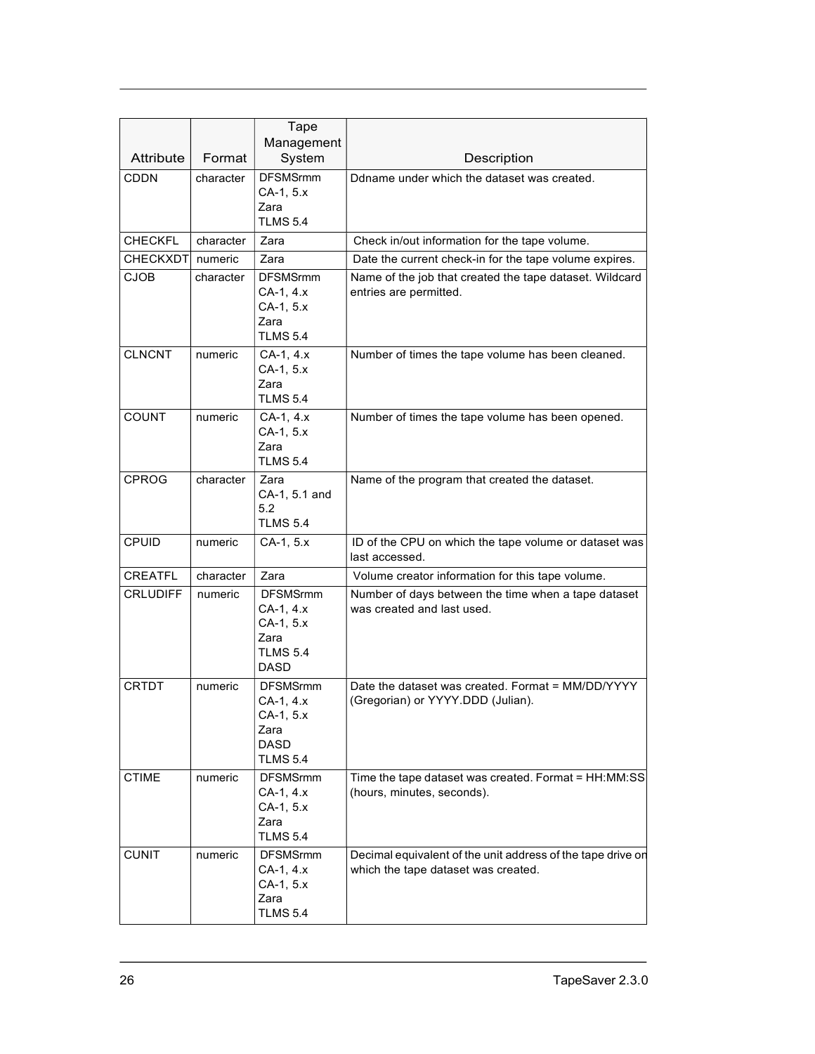| Attribute | Format | Tape Management System | Description |
|---|---|---|---|
| CDDN | character | DFSMSrmm<br>CA-1, 5.x<br>Zara<br>TLMS 5.4 | Ddname under which the dataset was created. |
| CHECKFL | character | Zara | Check in/out information for the tape volume. |
| CHECKXDT | numeric | Zara | Date the current check-in for the tape volume expires. |
| CJOB | character | DFSMSrmm<br>CA-1, 4.x<br>CA-1, 5.x<br>Zara<br>TLMS 5.4 | Name of the job that created the tape dataset. Wildcard entries are permitted. |
| CLNCNT | numeric | CA-1, 4.x<br>CA-1, 5.x<br>Zara<br>TLMS 5.4 | Number of times the tape volume has been cleaned. |
| COUNT | numeric | CA-1, 4.x<br>CA-1, 5.x<br>Zara<br>TLMS 5.4 | Number of times the tape volume has been opened. |
| CPROG | character | Zara<br>CA-1, 5.1 and 5.2<br>TLMS 5.4 | Name of the program that created the dataset. |
| CPUID | numeric | CA-1, 5.x | ID of the CPU on which the tape volume or dataset was last accessed. |
| CREATFL | character | Zara | Volume creator information for this tape volume. |
| CRLUDIFF | numeric | DFSMSrmm<br>CA-1, 4.x<br>CA-1, 5.x<br>Zara<br>TLMS 5.4<br>DASD | Number of days between the time when a tape dataset was created and last used. |
| CRTDT | numeric | DFSMSrmm<br>CA-1, 4.x<br>CA-1, 5.x<br>Zara<br>DASD<br>TLMS 5.4 | Date the dataset was created. Format = MM/DD/YYYY (Gregorian) or YYYY.DDD (Julian). |
| CTIME | numeric | DFSMSrmm<br>CA-1, 4.x<br>CA-1, 5.x<br>Zara<br>TLMS 5.4 | Time the tape dataset was created. Format = HH:MM:SS (hours, minutes, seconds). |
| CUNIT | numeric | DFSMSrmm<br>CA-1, 4.x<br>CA-1, 5.x<br>Zara<br>TLMS 5.4 | Decimal equivalent of the unit address of the tape drive on which the tape dataset was created. |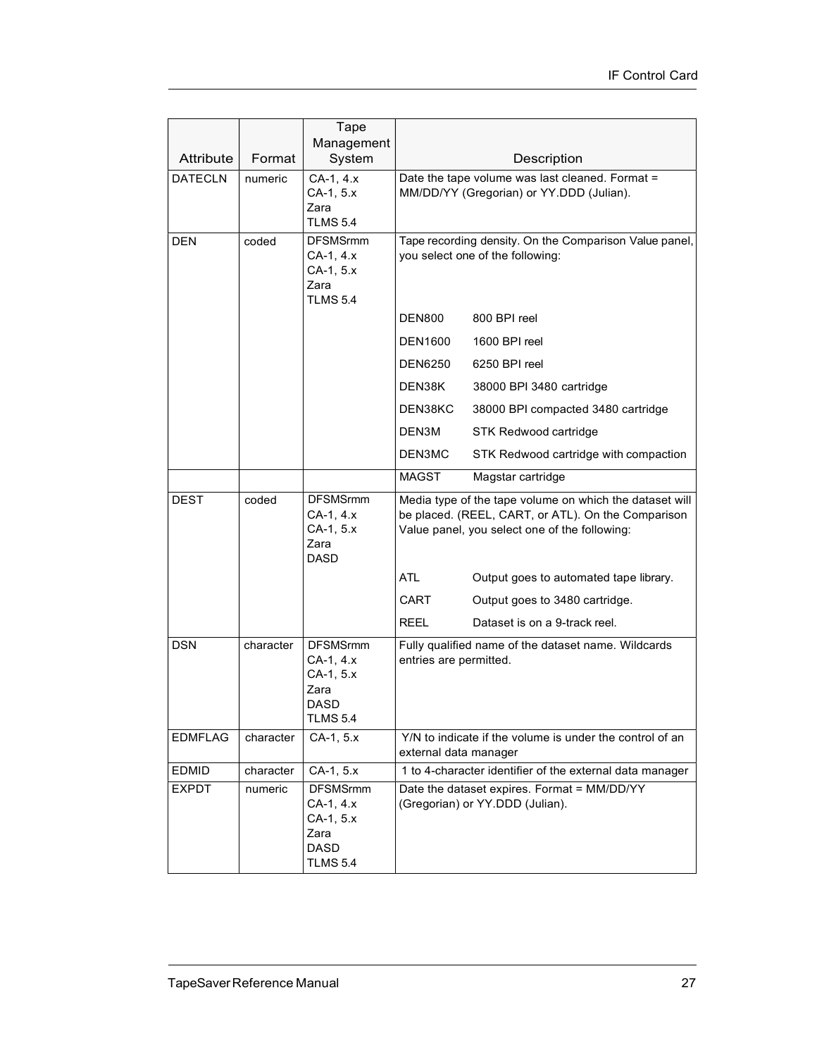| Attribute | Format | Tape Management System | Description | |
|---|---|---|---|---|
| DATECLN | numeric | CA-1, 4.x<br>CA-1, 5.x<br>Zara<br>TLMS 5.4 | Date the tape volume was last cleaned. Format = MM/DD/YY (Gregorian) or YY.DDD (Julian). | |
| DEN | coded | DFSMSrmm<br>CA-1, 4.x<br>CA-1, 5.x<br>Zara<br>TLMS 5.4 | Tape recording density. On the Comparison Value panel, you select one of the following: | |
| | | | DEN800 | 800 BPI reel |
| | | | DEN1600 | 1600 BPI reel |
| | | | DEN6250 | 6250 BPI reel |
| | | | DEN38K | 38000 BPI 3480 cartridge |
| | | | DEN38KC | 38000 BPI compacted 3480 cartridge |
| | | | DEN3M | STK Redwood cartridge |
| | | | DEN3MC | STK Redwood cartridge with compaction |
| | | | MAGST | Magstar cartridge |
| DEST | coded | DFSMSrmm<br>CA-1, 4.x<br>CA-1, 5.x<br>Zara<br>DASD | Media type of the tape volume on which the dataset will be placed. (REEL, CART, or ATL). On the Comparison Value panel, you select one of the following: | |
| | | | ATL | Output goes to automated tape library. |
| | | | CART | Output goes to 3480 cartridge. |
| | | | REEL | Dataset is on a 9-track reel. |
| DSN | character | DFSMSrmm<br>CA-1, 4.x<br>CA-1, 5.x<br>Zara<br>DASD<br>TLMS 5.4 | Fully qualified name of the dataset name. Wildcards entries are permitted. | |
| EDMFLAG | character | CA-1, 5.x | Y/N to indicate if the volume is under the control of an external data manager | |
| EDMID | character | CA-1, 5.x | 1 to 4-character identifier of the external data manager | |
| EXPDT | numeric | DFSMSrmm<br>CA-1, 4.x<br>CA-1, 5.x<br>Zara<br>DASD<br>TLMS 5.4 | Date the dataset expires. Format = MM/DD/YY (Gregorian) or YY.DDD (Julian). | |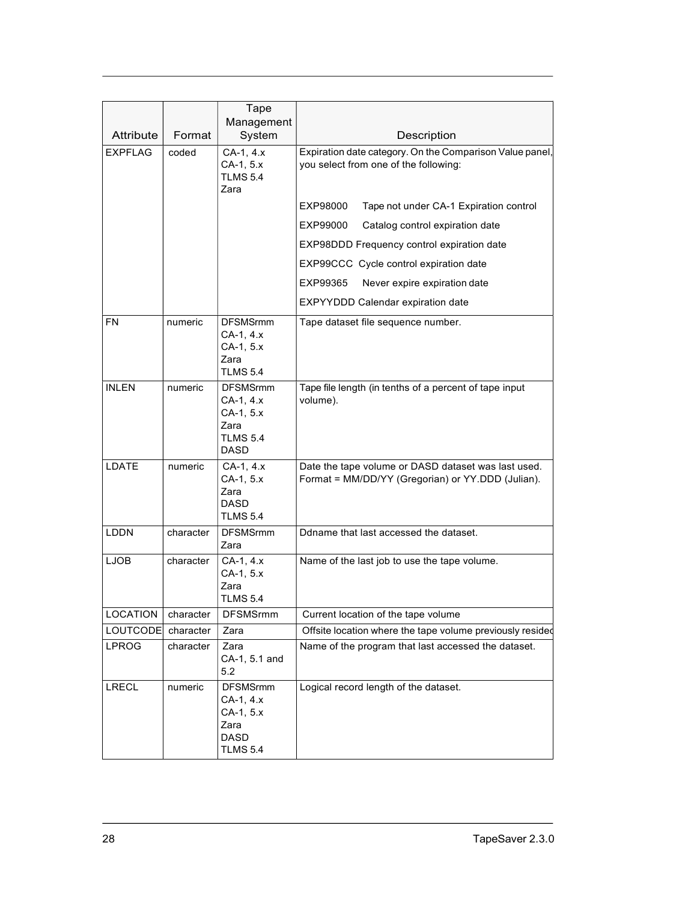| Attribute | Format | Tape Management System | Description |
|---|---|---|---|
| EXPFLAG | coded | CA-1, 4.x<br>CA-1, 5.x<br>TLMS 5.4<br>Zara | Expiration date category. On the Comparison Value panel, you select from one of the following:<br><br>EXP98000 Tape not under CA-1 Expiration control<br>EXP99000 Catalog control expiration date<br>EXP98DDD Frequency control expiration date<br>EXP99CCC Cycle control expiration date<br>EXP99365 Never expire expiration date<br>EXPYYDDD Calendar expiration date |
| FN | numeric | DFSMSrmm<br>CA-1, 4.x<br>CA-1, 5.x<br>Zara<br>TLMS 5.4 | Tape dataset file sequence number. |
| INLEN | numeric | DFSMSrmm<br>CA-1, 4.x<br>CA-1, 5.x<br>Zara<br>TLMS 5.4<br>DASD | Tape file length (in tenths of a percent of tape input volume). |
| LDATE | numeric | CA-1, 4.x<br>CA-1, 5.x<br>Zara<br>DASD<br>TLMS 5.4 | Date the tape volume or DASD dataset was last used. Format = MM/DD/YY (Gregorian) or YY.DDD (Julian). |
| LDDN | character | DFSMSrmm<br>Zara | Ddname that last accessed the dataset. |
| LJOB | character | CA-1, 4.x<br>CA-1, 5.x<br>Zara<br>TLMS 5.4 | Name of the last job to use the tape volume. |
| LOCATION | character | DFSMSrmm | Current location of the tape volume |
| LOUTCODE | character | Zara | Offsite location where the tape volume previously resided |
| LPROG | character | Zara<br>CA-1, 5.1 and 5.2 | Name of the program that last accessed the dataset. |
| LRECL | numeric | DFSMSrmm<br>CA-1, 4.x<br>CA-1, 5.x<br>Zara<br>DASD<br>TLMS 5.4 | Logical record length of the dataset. |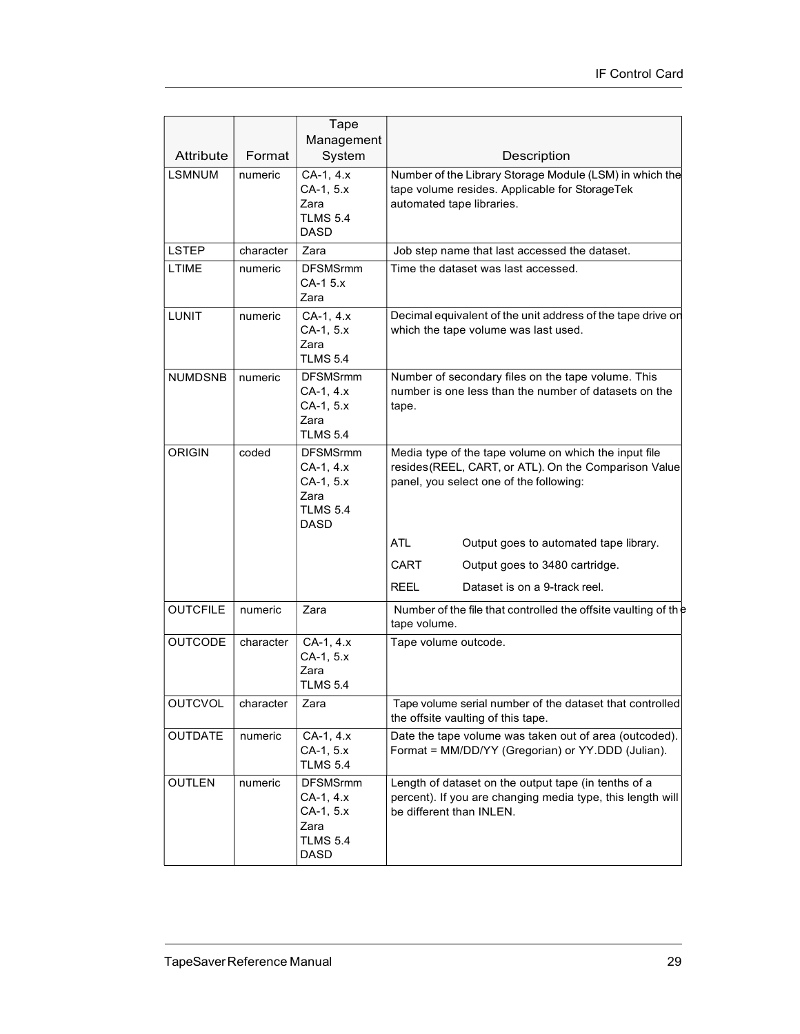| Attribute | Format | Tape Management System | Description |
|---|---|---|---|
| LSMNUM | numeric | CA-1, 4.x<br>CA-1, 5.x<br>Zara<br>TLMS 5.4<br>DASD | Number of the Library Storage Module (LSM) in which the tape volume resides. Applicable for StorageTek automated tape libraries. |
| LSTEP | character | Zara | Job step name that last accessed the dataset. |
| LTIME | numeric | DFSMSrmm<br>CA-1 5.x<br>Zara | Time the dataset was last accessed. |
| LUNIT | numeric | CA-1, 4.x<br>CA-1, 5.x<br>Zara<br>TLMS 5.4 | Decimal equivalent of the unit address of the tape drive on which the tape volume was last used. |
| NUMDSNB | numeric | DFSMSrmm<br>CA-1, 4.x<br>CA-1, 5.x<br>Zara<br>TLMS 5.4 | Number of secondary files on the tape volume. This number is one less than the number of datasets on the tape. |
| ORIGIN | coded | DFSMSrmm<br>CA-1, 4.x<br>CA-1, 5.x<br>Zara<br>TLMS 5.4<br>DASD | Media type of the tape volume on which the input file resides(REEL, CART, or ATL). On the Comparison Value panel, you select one of the following:<br><br>ATL — Output goes to automated tape library.<br>CART — Output goes to 3480 cartridge.<br>REEL — Dataset is on a 9-track reel. |
| OUTCFILE | numeric | Zara | Number of the file that controlled the offsite vaulting of the tape volume. |
| OUTCODE | character | CA-1, 4.x<br>CA-1, 5.x<br>Zara<br>TLMS 5.4 | Tape volume outcode. |
| OUTCVOL | character | Zara | Tape volume serial number of the dataset that controlled the offsite vaulting of this tape. |
| OUTDATE | numeric | CA-1, 4.x<br>CA-1, 5.x<br>TLMS 5.4 | Date the tape volume was taken out of area (outcoded). Format = MM/DD/YY (Gregorian) or YY.DDD (Julian). |
| OUTLEN | numeric | DFSMSrmm<br>CA-1, 4.x<br>CA-1, 5.x<br>Zara<br>TLMS 5.4<br>DASD | Length of dataset on the output tape (in tenths of a percent). If you are changing media type, this length will be different than INLEN. |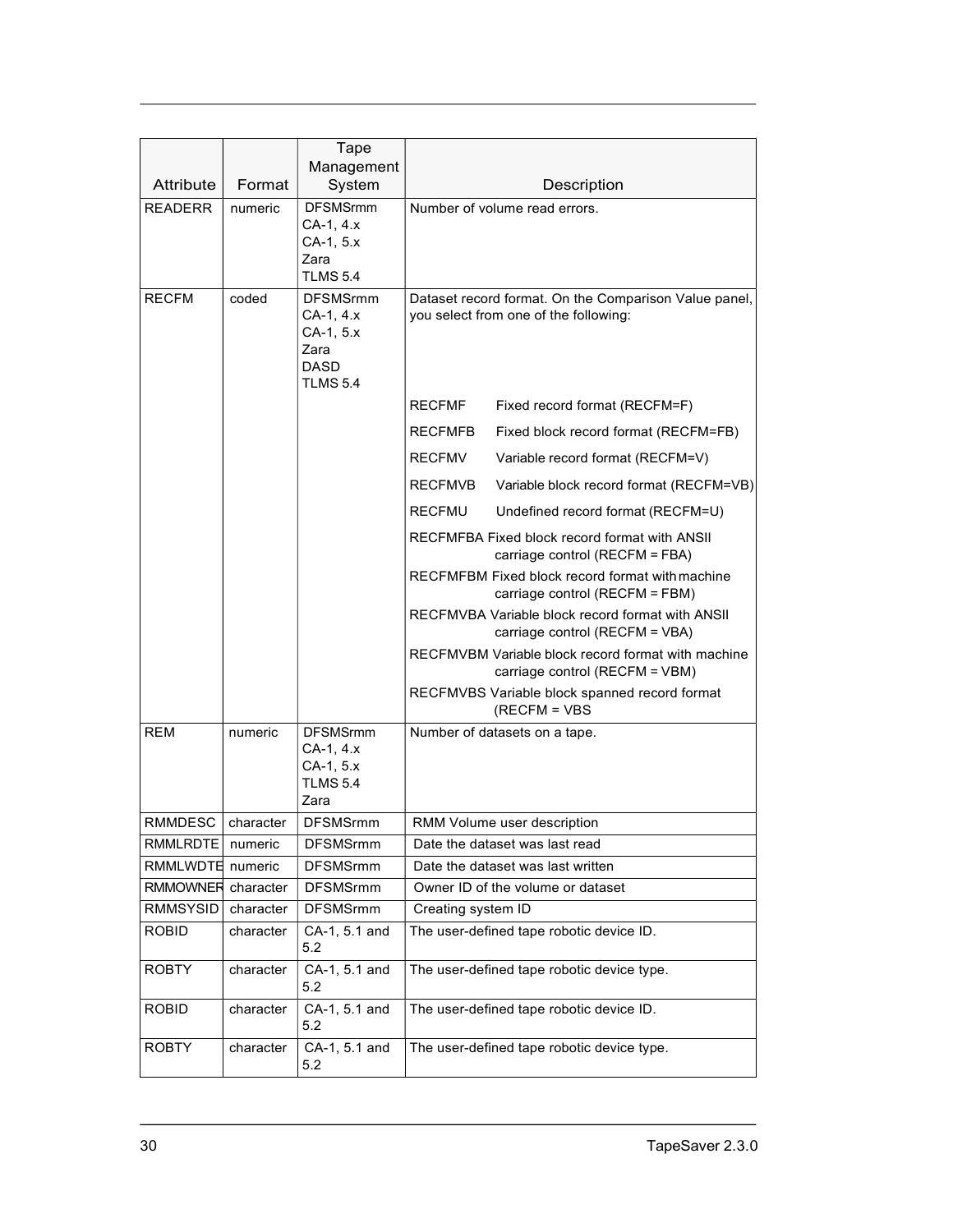| Attribute | Format | Tape Management System | Description |
| --- | --- | --- | --- |
| READERR | numeric | DFSMSrmm<br>CA-1, 4.x<br>CA-1, 5.x<br>Zara<br>TLMS 5.4 | Number of volume read errors. |
| RECFM | coded | DFSMSrmm<br>CA-1, 4.x<br>CA-1, 5.x<br>Zara<br>DASD<br>TLMS 5.4 | Dataset record format. On the Comparison Value panel, you select from one of the following:<br>RECFMF Fixed record format (RECFM=F)<br>RECFMFB Fixed block record format (RECFM=FB)<br>RECFMV Variable record format (RECFM=V)<br>RECFMVB Variable block record format (RECFM=VB)<br>RECFMU Undefined record format (RECFM=U)<br>RECFMFBA Fixed block record format with ANSII carriage control (RECFM = FBA)<br>RECFMFBM Fixed block record format with machine carriage control (RECFM = FBM)<br>RECFMVBA Variable block record format with ANSII carriage control (RECFM = VBA)<br>RECFMVBM Variable block record format with machine carriage control (RECFM = VBM)<br>RECFMVBS Variable block spanned record format (RECFM = VBS |
| REM | numeric | DFSMSrmm<br>CA-1, 4.x<br>CA-1, 5.x<br>TLMS 5.4<br>Zara | Number of datasets on a tape. |
| RMMDESC | character | DFSMSrmm | RMM Volume user description |
| RMMLRDTE | numeric | DFSMSrmm | Date the dataset was last read |
| RMMLWDTE | numeric | DFSMSrmm | Date the dataset was last written |
| RMMOWNER | character | DFSMSrmm | Owner ID of the volume or dataset |
| RMMSYSID | character | DFSMSrmm | Creating system ID |
| ROBID | character | CA-1, 5.1 and 5.2 | The user-defined tape robotic device ID. |
| ROBTY | character | CA-1, 5.1 and 5.2 | The user-defined tape robotic device type. |
| ROBID | character | CA-1, 5.1 and 5.2 | The user-defined tape robotic device ID. |
| ROBTY | character | CA-1, 5.1 and 5.2 | The user-defined tape robotic device type. |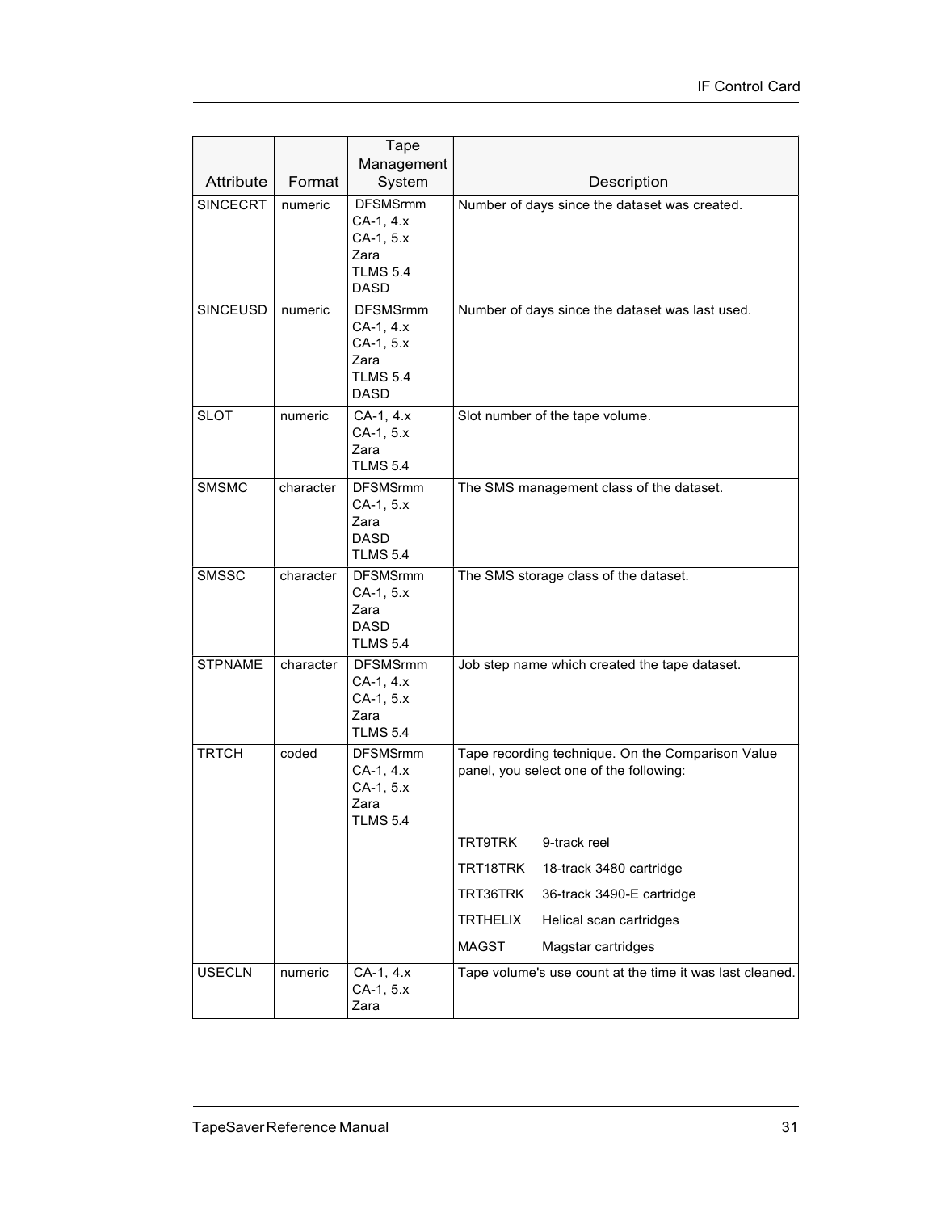| Attribute | Format | Tape Management System | Description |
|---|---|---|---|
| SINCECRT | numeric | DFSMSrmm<br>CA-1, 4.x<br>CA-1, 5.x<br>Zara<br>TLMS 5.4<br>DASD | Number of days since the dataset was created. |
| SINCEUSD | numeric | DFSMSrmm<br>CA-1, 4.x<br>CA-1, 5.x<br>Zara<br>TLMS 5.4<br>DASD | Number of days since the dataset was last used. |
| SLOT | numeric | CA-1, 4.x<br>CA-1, 5.x<br>Zara<br>TLMS 5.4 | Slot number of the tape volume. |
| SMSMC | character | DFSMSrmm<br>CA-1, 5.x<br>Zara<br>DASD<br>TLMS 5.4 | The SMS management class of the dataset. |
| SMSSC | character | DFSMSrmm<br>CA-1, 5.x<br>Zara<br>DASD<br>TLMS 5.4 | The SMS storage class of the dataset. |
| STPNAME | character | DFSMSrmm<br>CA-1, 4.x<br>CA-1, 5.x<br>Zara<br>TLMS 5.4 | Job step name which created the tape dataset. |
| TRTCH | coded | DFSMSrmm<br>CA-1, 4.x<br>CA-1, 5.x<br>Zara<br>TLMS 5.4 | Tape recording technique. On the Comparison Value panel, you select one of the following:<br>TRT9TRK 9-track reel<br>TRT18TRK 18-track 3480 cartridge<br>TRT36TRK 36-track 3490-E cartridge<br>TRTHELIX Helical scan cartridges<br>MAGST Magstar cartridges |
| USECLN | numeric | CA-1, 4.x<br>CA-1, 5.x<br>Zara | Tape volume's use count at the time it was last cleaned. |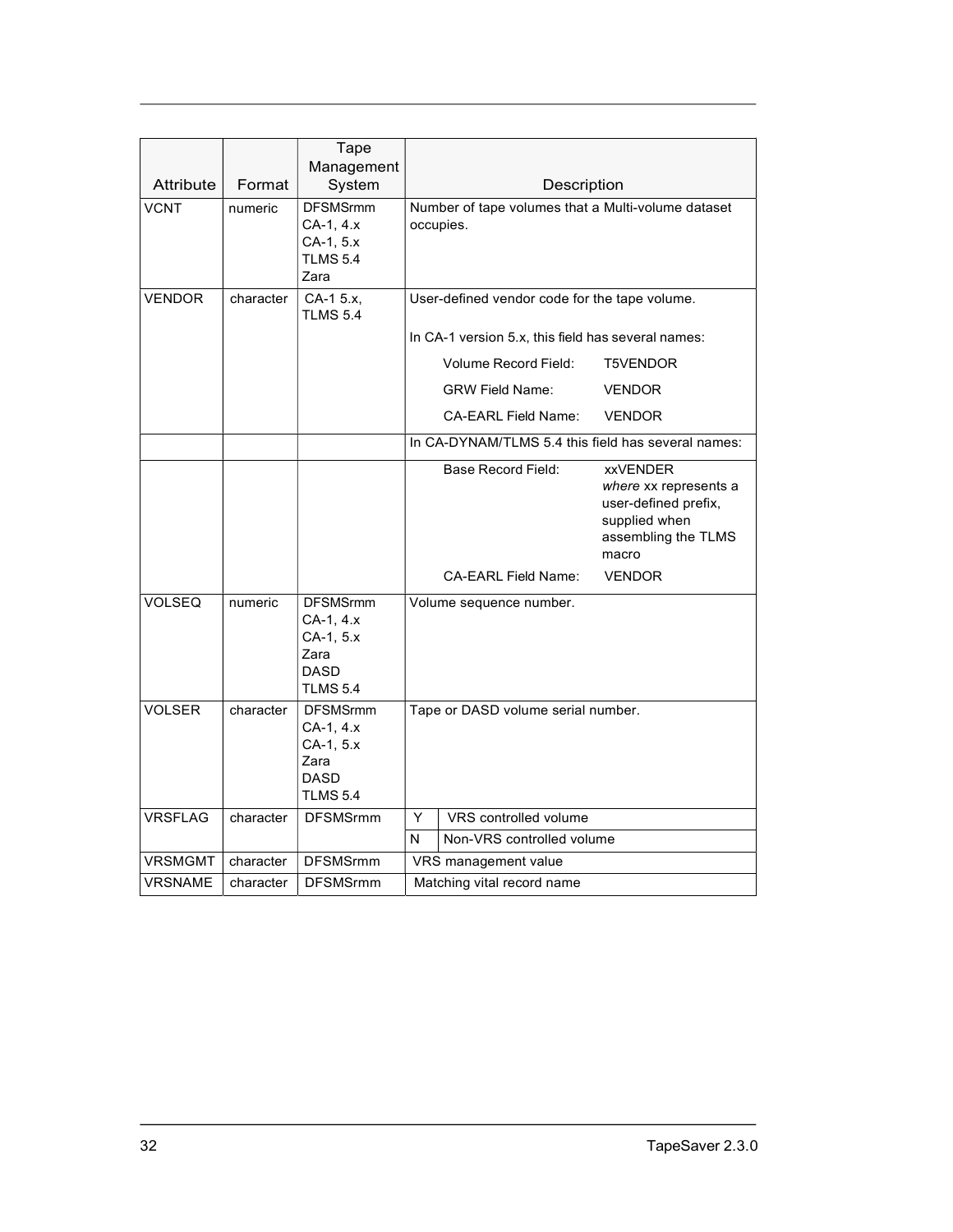| Attribute | Format | Tape Management System | Description |
|---|---|---|---|
| VCNT | numeric | DFSMSrmm<br>CA-1, 4.x<br>CA-1, 5.x<br>TLMS 5.4<br>Zara | Number of tape volumes that a Multi-volume dataset occupies. |
| VENDOR | character | CA-1 5.x,<br>TLMS 5.4 | User-defined vendor code for the tape volume.<br><br>In CA-1 version 5.x, this field has several names:<br><br>Volume Record Field: T5VENDOR<br><br>GRW Field Name: VENDOR<br><br>CA-EARL Field Name: VENDOR |
| | | | In CA-DYNAM/TLMS 5.4 this field has several names: |
| | | | Base Record Field: xxVENDER *where* xx represents a user-defined prefix, supplied when assembling the TLMS macro<br><br>CA-EARL Field Name: VENDOR |
| VOLSEQ | numeric | DFSMSrmm<br>CA-1, 4.x<br>CA-1, 5.x<br>Zara<br>DASD<br>TLMS 5.4 | Volume sequence number. |
| VOLSER | character | DFSMSrmm<br>CA-1, 4.x<br>CA-1, 5.x<br>Zara<br>DASD<br>TLMS 5.4 | Tape or DASD volume serial number. |
| VRSFLAG | character | DFSMSrmm | Y — VRS controlled volume<br>N — Non-VRS controlled volume |
| VRSMGMT | character | DFSMSrmm | VRS management value |
| VRSNAME | character | DFSMSrmm | Matching vital record name |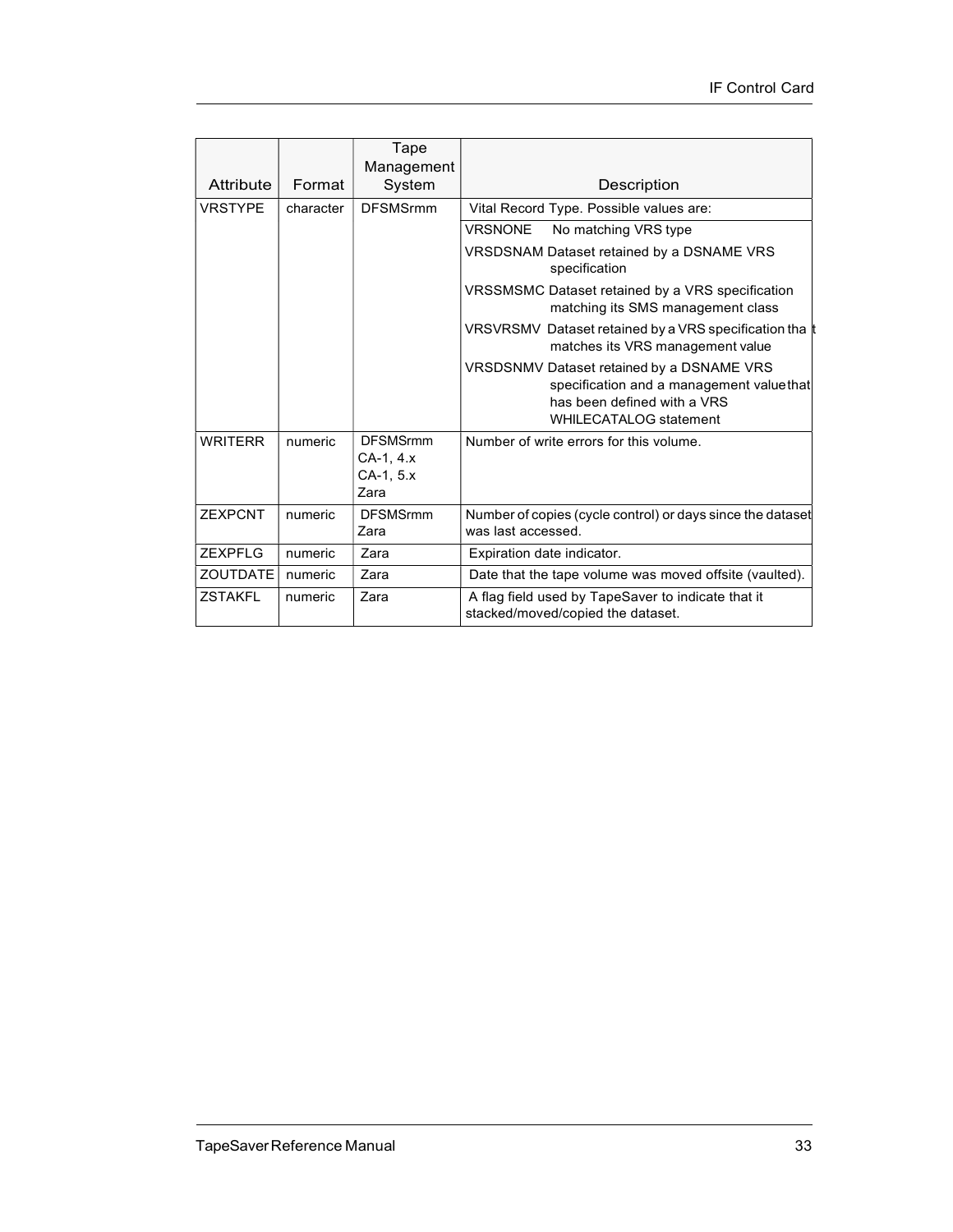| Attribute | Format | Tape Management System | Description |
|---|---|---|---|
| VRSTYPE | character | DFSMSrmm | Vital Record Type. Possible values are:<br>VRSNONE No matching VRS type<br>VRSDSNAM Dataset retained by a DSNAME VRS specification<br>VRSSMSMC Dataset retained by a VRS specification matching its SMS management class<br>VRSVRSMV Dataset retained by a VRS specification that matches its VRS management value<br>VRSDSNMV Dataset retained by a DSNAME VRS specification and a management value that has been defined with a VRS WHILECATALOG statement |
| WRITERR | numeric | DFSMSrmm<br>CA-1, 4.x<br>CA-1, 5.x<br>Zara | Number of write errors for this volume. |
| ZEXPCNT | numeric | DFSMSrmm<br>Zara | Number of copies (cycle control) or days since the dataset was last accessed. |
| ZEXPFLG | numeric | Zara | Expiration date indicator. |
| ZOUTDATE | numeric | Zara | Date that the tape volume was moved offsite (vaulted). |
| ZSTAKFL | numeric | Zara | A flag field used by TapeSaver to indicate that it stacked/moved/copied the dataset. |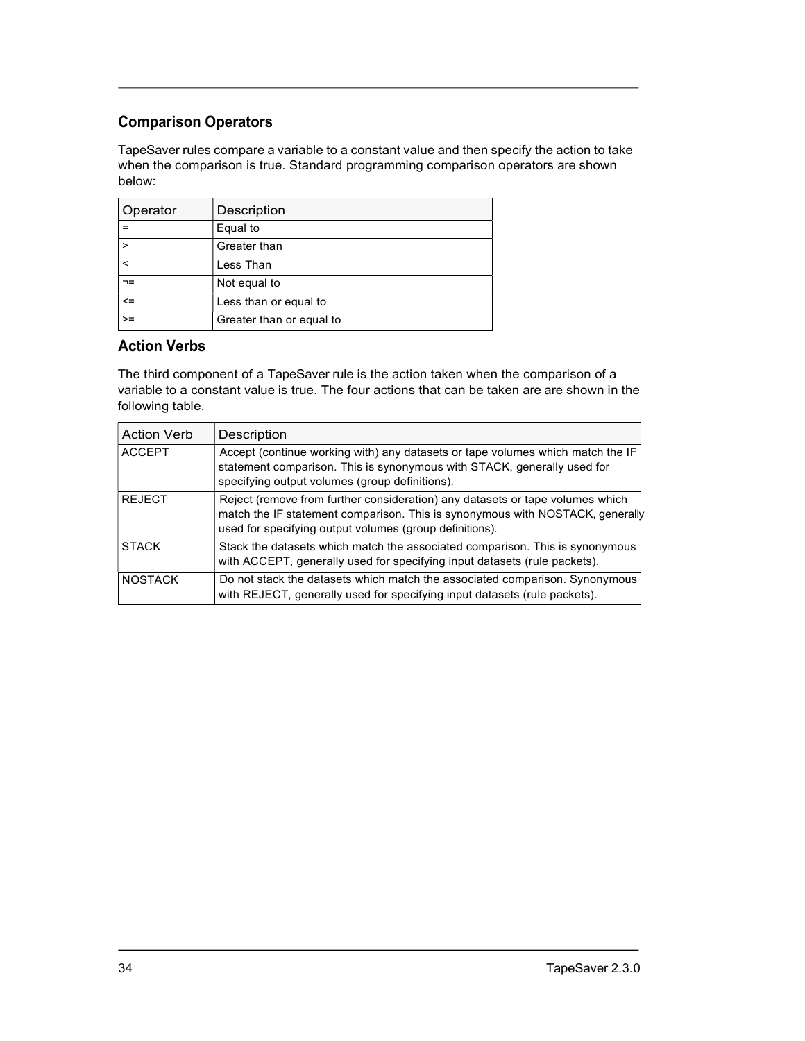## Comparison Operators

TapeSaver rules compare a variable to a constant value and then specify the action to take when the comparison is true. Standard programming comparison operators are shown below:

| Operator | Description |
|---|---|
| = | Equal to |
| > | Greater than |
| < | Less Than |
| ¬= | Not equal to |
| <= | Less than or equal to |
| >= | Greater than or equal to |

## Action Verbs

The third component of a TapeSaver rule is the action taken when the comparison of a variable to a constant value is true. The four actions that can be taken are are shown in the following table.

| Action Verb | Description |
|---|---|
| ACCEPT | Accept (continue working with) any datasets or tape volumes which match the IF statement comparison. This is synonymous with STACK, generally used for specifying output volumes (group definitions). |
| REJECT | Reject (remove from further consideration) any datasets or tape volumes which match the IF statement comparison. This is synonymous with NOSTACK, generally used for specifying output volumes (group definitions). |
| STACK | Stack the datasets which match the associated comparison. This is synonymous with ACCEPT, generally used for specifying input datasets (rule packets). |
| NOSTACK | Do not stack the datasets which match the associated comparison. Synonymous with REJECT, generally used for specifying input datasets (rule packets). |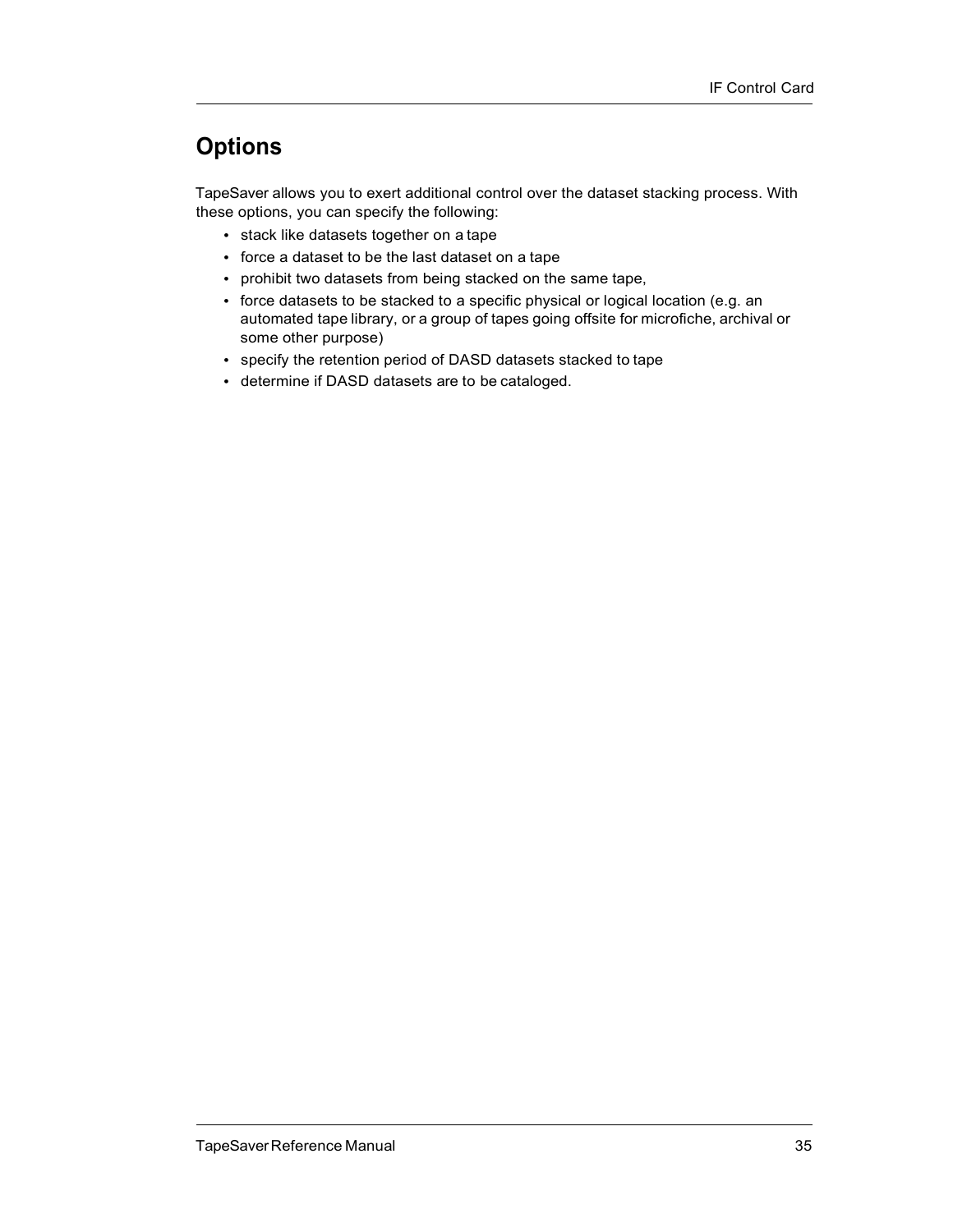## Options

TapeSaver allows you to exert additional control over the dataset stacking process. With these options, you can specify the following:

- stack like datasets together on a tape
- force a dataset to be the last dataset on a tape
- prohibit two datasets from being stacked on the same tape,
- force datasets to be stacked to a specific physical or logical location (e.g. an automated tape library, or a group of tapes going offsite for microfiche, archival or some other purpose)
- specify the retention period of DASD datasets stacked to tape
- determine if DASD datasets are to be cataloged.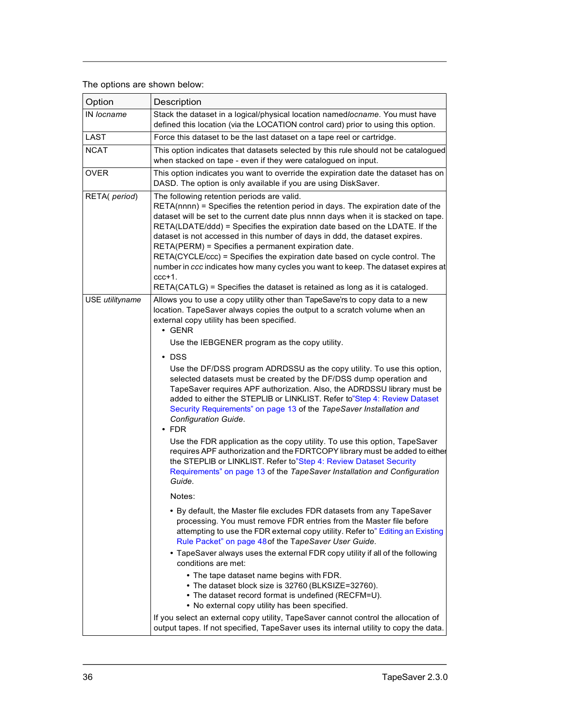The options are shown below:

| Option | Description |
| --- | --- |
| IN *locname* | Stack the dataset in a logical/physical location named*locname*. You must have defined this location (via the LOCATION control card) prior to using this option. |
| LAST | Force this dataset to be the last dataset on a tape reel or cartridge. |
| NCAT | This option indicates that datasets selected by this rule should not be catalogued when stacked on tape - even if they were catalogued on input. |
| OVER | This option indicates you want to override the expiration date the dataset has on DASD. The option is only available if you are using DiskSaver. |
| RETA( *period*) | The following retention periods are valid.<br>RETA(nnnn) = Specifies the retention period in days. The expiration date of the dataset will be set to the current date plus nnnn days when it is stacked on tape.<br>RETA(LDATE/ddd) = Specifies the expiration date based on the LDATE. If the dataset is not accessed in this number of days in ddd, the dataset expires.<br>RETA(PERM) = Specifies a permanent expiration date.<br>RETA(CYCLE/ccc) = Specifies the expiration date based on cycle control. The number in *ccc* indicates how many cycles you want to keep. The dataset expires at ccc+1.<br>RETA(CATLG) = Specifies the dataset is retained as long as it is cataloged. |
| USE *utilityname* | Allows you to use a copy utility other than TapeSave's to copy data to a new location. TapeSaver always copies the output to a scratch volume when an external copy utility has been specified.<br>• GENR<br>Use the IEBGENER program as the copy utility.<br>• DSS<br>Use the DF/DSS program ADRDSSU as the copy utility. To use this option, selected datasets must be created by the DF/DSS dump operation and TapeSaver requires APF authorization. Also, the ADRDSSU library must be added to either the STEPLIB or LINKLIST. Refer to"Step 4: Review Dataset Security Requirements" on page 13 of the *TapeSaver Installation and Configuration Guide*.<br>• FDR<br>Use the FDR application as the copy utility. To use this option, TapeSaver requires APF authorization and the FDRTCOPY library must be added to either the STEPLIB or LINKLIST. Refer to"Step 4: Review Dataset Security Requirements" on page 13 of the *TapeSaver Installation and Configuration Guide*.<br>Notes:<br>• By default, the Master file excludes FDR datasets from any TapeSaver processing. You must remove FDR entries from the Master file before attempting to use the FDR external copy utility. Refer to" Editing an Existing Rule Packet" on page 48of the T*apeSaver User Guide*.<br>• TapeSaver always uses the external FDR copy utility if all of the following conditions are met:<br>  • The tape dataset name begins with FDR.<br>  • The dataset block size is 32760 (BLKSIZE=32760).<br>  • The dataset record format is undefined (RECFM=U).<br>  • No external copy utility has been specified.<br>If you select an external copy utility, TapeSaver cannot control the allocation of output tapes. If not specified, TapeSaver uses its internal utility to copy the data. |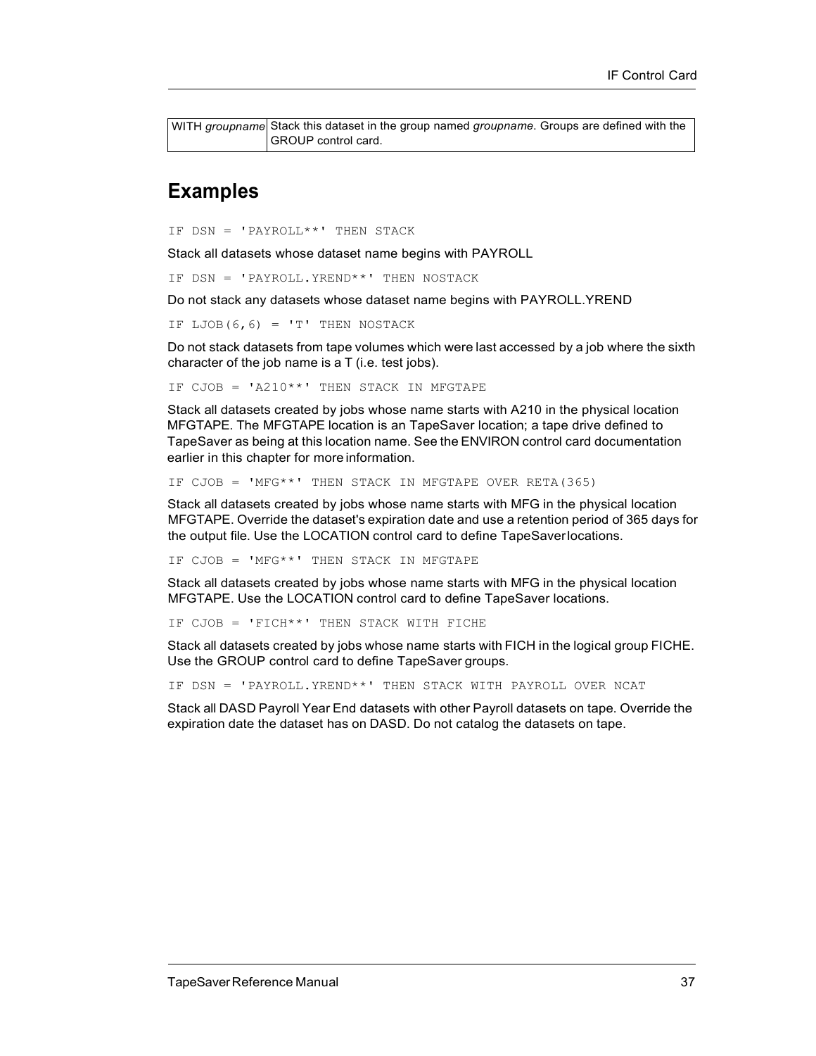| WITH *groupname* | Stack this dataset in the group named *groupname*. Groups are defined with the GROUP control card. |
|---|---|

## Examples

```
IF DSN = 'PAYROLL**' THEN STACK
```

Stack all datasets whose dataset name begins with PAYROLL

```
IF DSN = 'PAYROLL.YREND**' THEN NOSTACK
```

Do not stack any datasets whose dataset name begins with PAYROLL.YREND

```
IF LJOB(6,6) = 'T' THEN NOSTACK
```

Do not stack datasets from tape volumes which were last accessed by a job where the sixth character of the job name is a T (i.e. test jobs).

```
IF CJOB = 'A210**' THEN STACK IN MFGTAPE
```

Stack all datasets created by jobs whose name starts with A210 in the physical location MFGTAPE. The MFGTAPE location is an TapeSaver location; a tape drive defined to TapeSaver as being at this location name. See the ENVIRON control card documentation earlier in this chapter for more information.

```
IF CJOB = 'MFG**' THEN STACK IN MFGTAPE OVER RETA(365)
```

Stack all datasets created by jobs whose name starts with MFG in the physical location MFGTAPE. Override the dataset's expiration date and use a retention period of 365 days for the output file. Use the LOCATION control card to define TapeSaver locations.

```
IF CJOB = 'MFG**' THEN STACK IN MFGTAPE
```

Stack all datasets created by jobs whose name starts with MFG in the physical location MFGTAPE. Use the LOCATION control card to define TapeSaver locations.

```
IF CJOB = 'FICH**' THEN STACK WITH FICHE
```

Stack all datasets created by jobs whose name starts with FICH in the logical group FICHE. Use the GROUP control card to define TapeSaver groups.

```
IF DSN = 'PAYROLL.YREND**' THEN STACK WITH PAYROLL OVER NCAT
```

Stack all DASD Payroll Year End datasets with other Payroll datasets on tape. Override the expiration date the dataset has on DASD. Do not catalog the datasets on tape.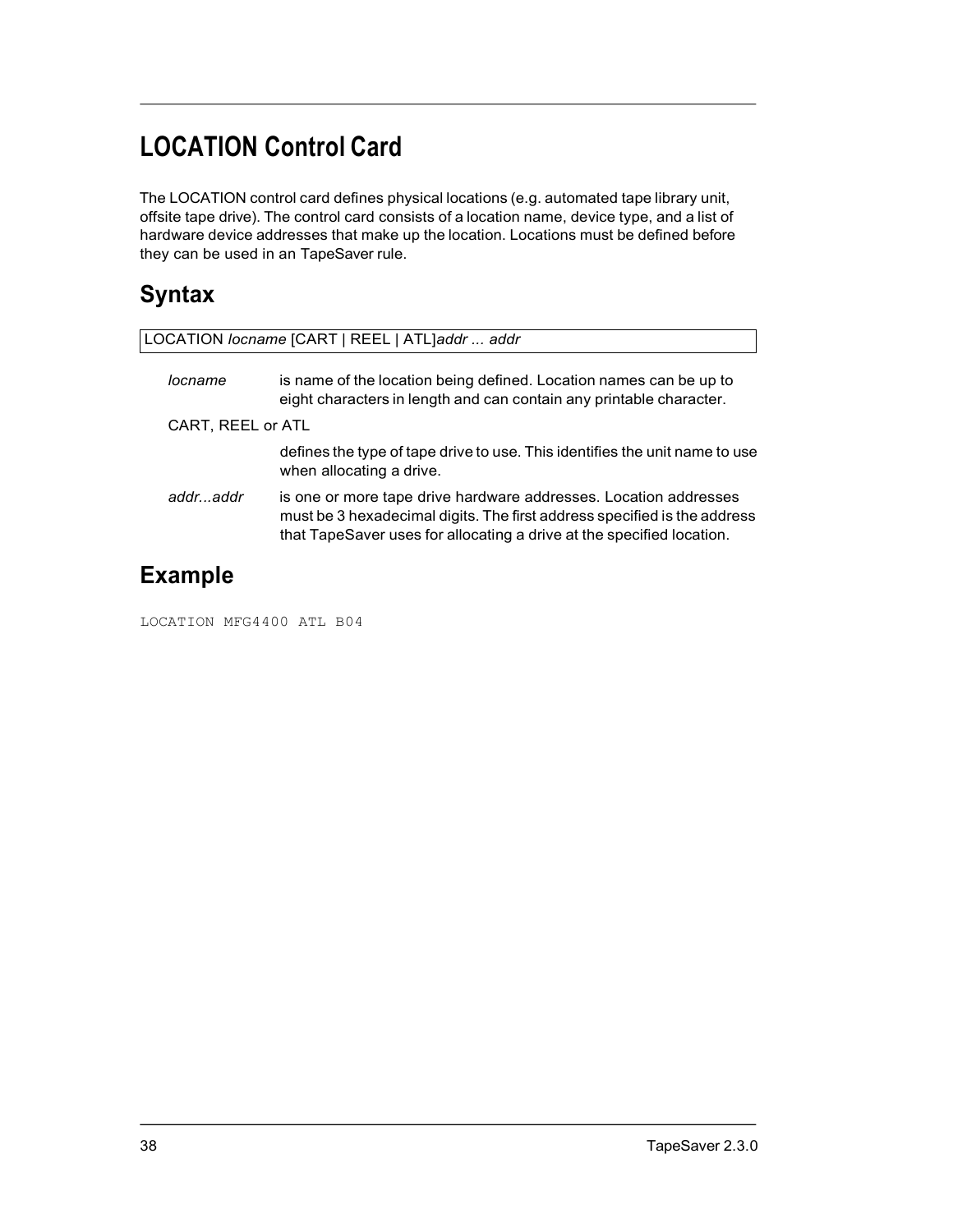# LOCATION Control Card

The LOCATION control card defines physical locations (e.g. automated tape library unit, offsite tape drive). The control card consists of a location name, device type, and a list of hardware device addresses that make up the location. Locations must be defined before they can be used in an TapeSaver rule.

## Syntax

```
LOCATION locname [CART | REEL | ATL]addr ... addr
```

*locname* is name of the location being defined. Location names can be up to eight characters in length and can contain any printable character.

CART, REEL or ATL

defines the type of tape drive to use. This identifies the unit name to use when allocating a drive.

*addr...addr* is one or more tape drive hardware addresses. Location addresses must be 3 hexadecimal digits. The first address specified is the address that TapeSaver uses for allocating a drive at the specified location.

## Example

```
LOCATION MFG4400 ATL B04
```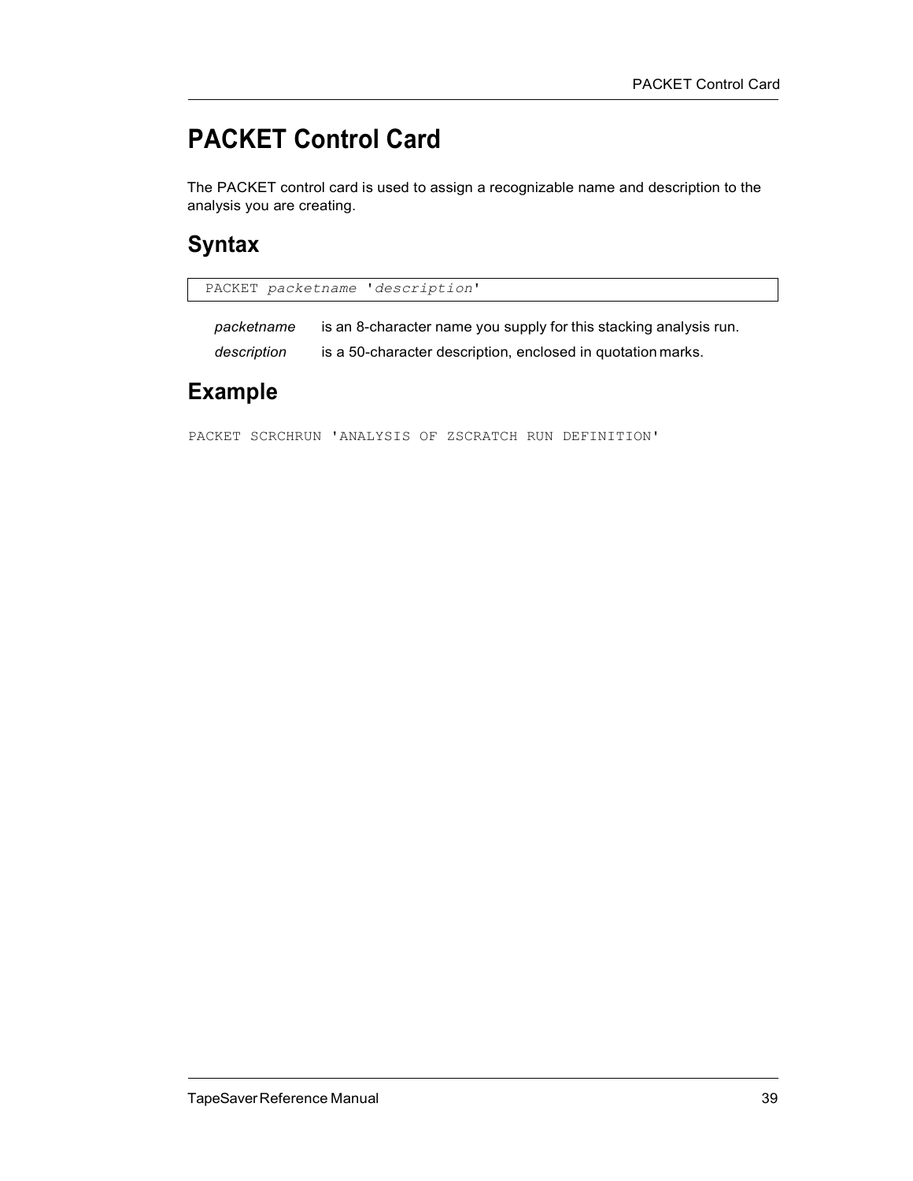# PACKET Control Card

The PACKET control card is used to assign a recognizable name and description to the analysis you are creating.

## Syntax

```
PACKET packetname 'description'
```

*packetname* is an 8-character name you supply for this stacking analysis run.

*description* is a 50-character description, enclosed in quotation marks.

## Example

```
PACKET SCRCHRUN 'ANALYSIS OF ZSCRATCH RUN DEFINITION'
```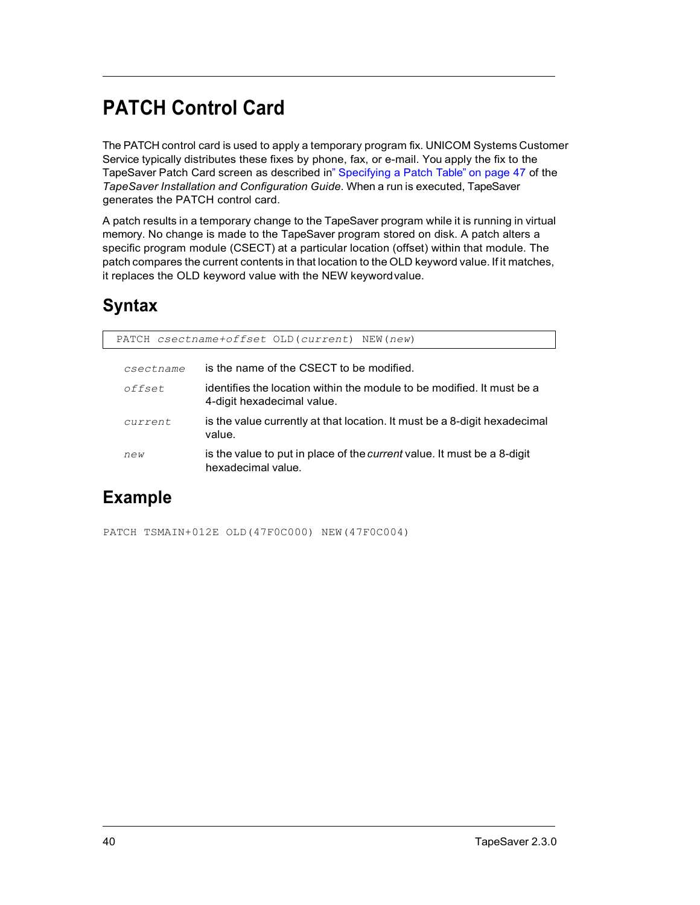# PATCH Control Card

The PATCH control card is used to apply a temporary program fix. UNICOM Systems Customer Service typically distributes these fixes by phone, fax, or e-mail. You apply the fix to the TapeSaver Patch Card screen as described in" Specifying a Patch Table" on page 47 of the *TapeSaver Installation and Configuration Guide*. When a run is executed, TapeSaver generates the PATCH control card.

A patch results in a temporary change to the TapeSaver program while it is running in virtual memory. No change is made to the TapeSaver program stored on disk. A patch alters a specific program module (CSECT) at a particular location (offset) within that module. The patch compares the current contents in that location to the OLD keyword value. If it matches, it replaces the OLD keyword value with the NEW keyword value.

## Syntax

```
PATCH csectname+offset OLD(current) NEW(new)
```

| | |
|---|---|
| *csectname* | is the name of the CSECT to be modified. |
| *offset* | identifies the location within the module to be modified. It must be a 4-digit hexadecimal value. |
| *current* | is the value currently at that location. It must be a 8-digit hexadecimal value. |
| *new* | is the value to put in place of the *current* value. It must be a 8-digit hexadecimal value. |

## Example

```
PATCH TSMAIN+012E OLD(47F0C000) NEW(47F0C004)
```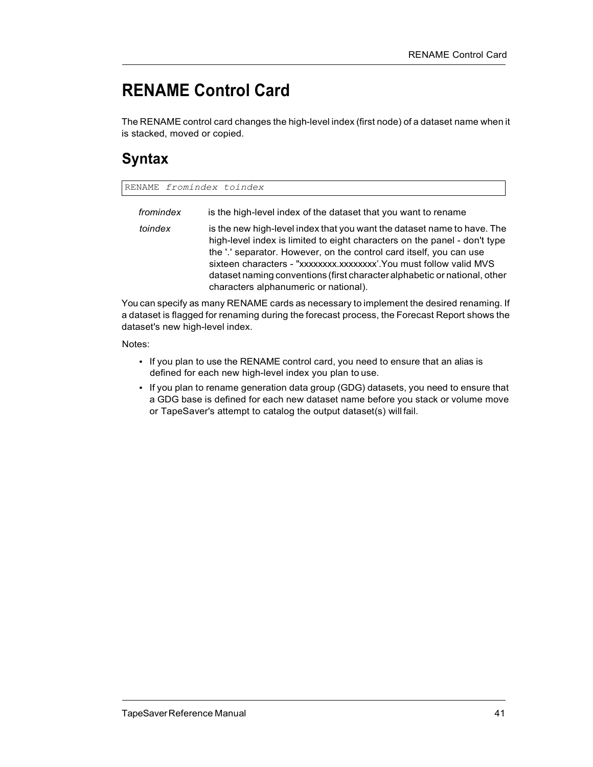# RENAME Control Card

The RENAME control card changes the high-level index (first node) of a dataset name when it is stacked, moved or copied.

## Syntax

```
RENAME fromindex toindex
```

| | |
|---|---|
| *fromindex* | is the high-level index of the dataset that you want to rename |
| *toindex* | is the new high-level index that you want the dataset name to have. The high-level index is limited to eight characters on the panel - don't type the '.' separator. However, on the control card itself, you can use sixteen characters - "xxxxxxxx.xxxxxxxx'.You must follow valid MVS dataset naming conventions (first character alphabetic or national, other characters alphanumeric or national). |

You can specify as many RENAME cards as necessary to implement the desired renaming. If a dataset is flagged for renaming during the forecast process, the Forecast Report shows the dataset's new high-level index.

Notes:

- If you plan to use the RENAME control card, you need to ensure that an alias is defined for each new high-level index you plan to use.
- If you plan to rename generation data group (GDG) datasets, you need to ensure that a GDG base is defined for each new dataset name before you stack or volume move or TapeSaver's attempt to catalog the output dataset(s) will fail.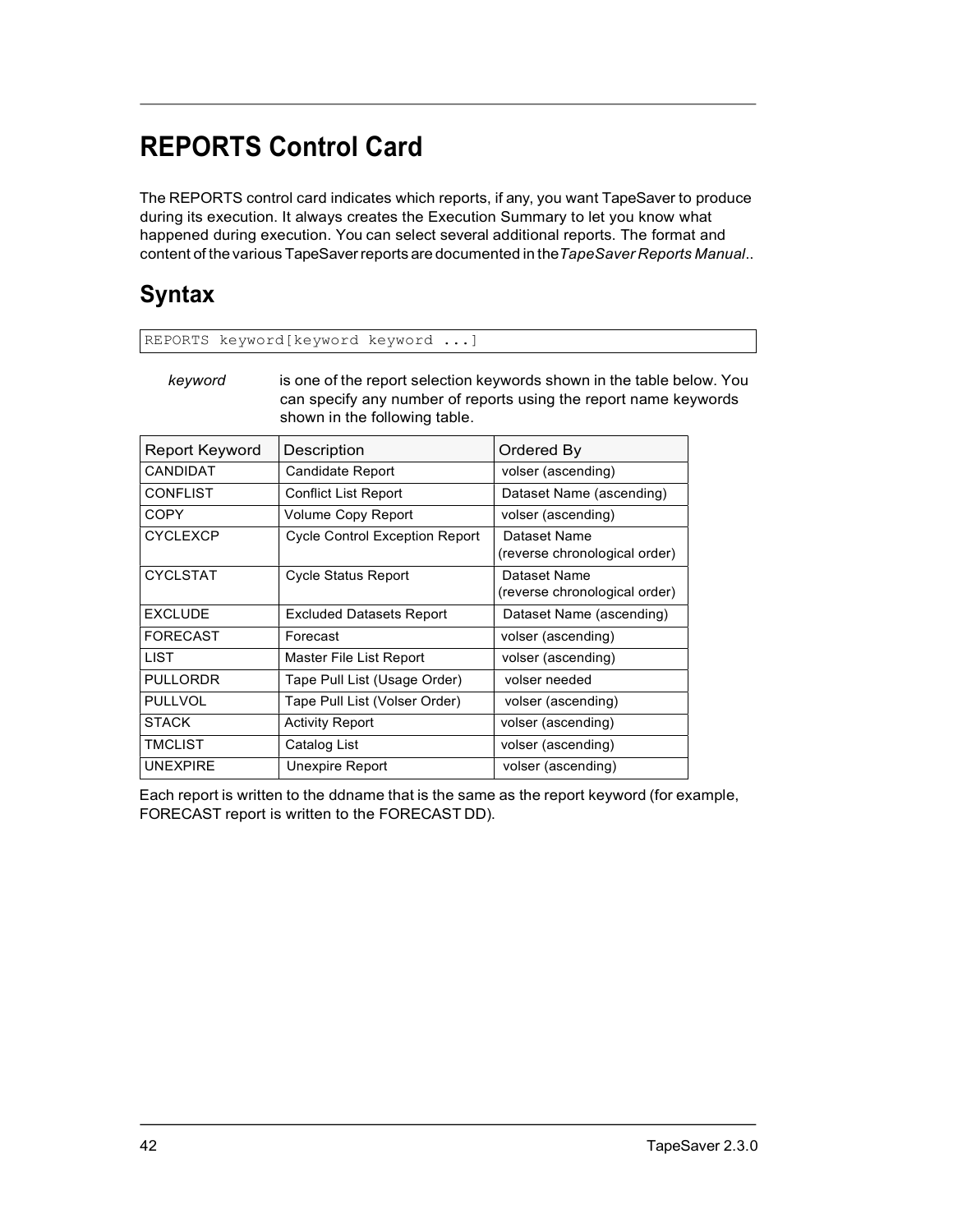# REPORTS Control Card

The REPORTS control card indicates which reports, if any, you want TapeSaver to produce during its execution. It always creates the Execution Summary to let you know what happened during execution. You can select several additional reports. The format and content of the various TapeSaver reports are documented in the *TapeSaver Reports Manual*..

## Syntax

```
REPORTS keyword[keyword keyword ...]
```

*keyword* is one of the report selection keywords shown in the table below. You can specify any number of reports using the report name keywords shown in the following table.

| Report Keyword | Description | Ordered By |
|---|---|---|
| CANDIDAT | Candidate Report | volser (ascending) |
| CONFLIST | Conflict List Report | Dataset Name (ascending) |
| COPY | Volume Copy Report | volser (ascending) |
| CYCLEXCP | Cycle Control Exception Report | Dataset Name (reverse chronological order) |
| CYCLSTAT | Cycle Status Report | Dataset Name (reverse chronological order) |
| EXCLUDE | Excluded Datasets Report | Dataset Name (ascending) |
| FORECAST | Forecast | volser (ascending) |
| LIST | Master File List Report | volser (ascending) |
| PULLORDR | Tape Pull List (Usage Order) | volser needed |
| PULLVOL | Tape Pull List (Volser Order) | volser (ascending) |
| STACK | Activity Report | volser (ascending) |
| TMCLIST | Catalog List | volser (ascending) |
| UNEXPIRE | Unexpire Report | volser (ascending) |

Each report is written to the ddname that is the same as the report keyword (for example, FORECAST report is written to the FORECAST DD).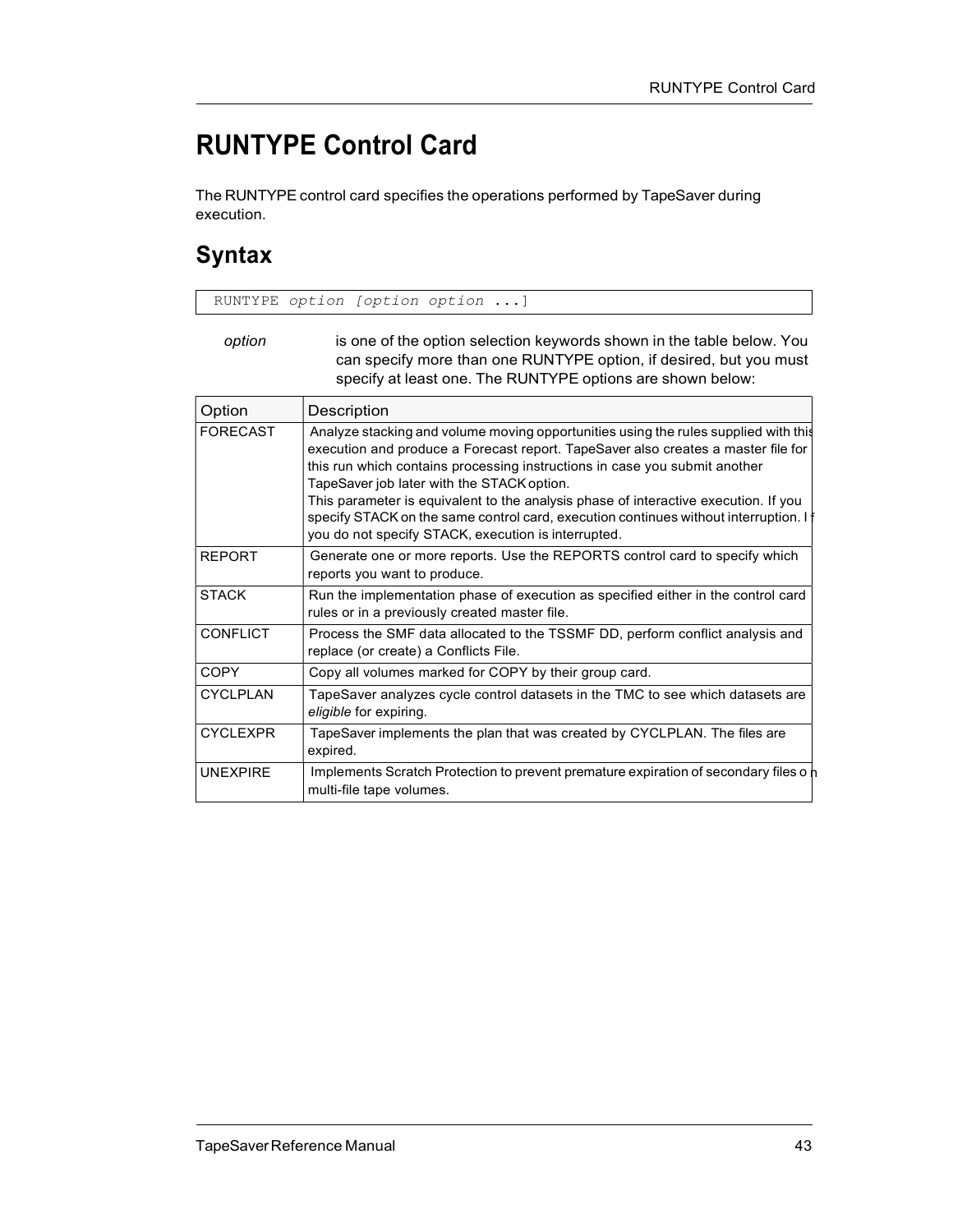# RUNTYPE Control Card

The RUNTYPE control card specifies the operations performed by TapeSaver during execution.

## Syntax

```
RUNTYPE option [option option ...]
```

*option* is one of the option selection keywords shown in the table below. You can specify more than one RUNTYPE option, if desired, but you must specify at least one. The RUNTYPE options are shown below:

| Option | Description |
|---|---|
| FORECAST | Analyze stacking and volume moving opportunities using the rules supplied with this execution and produce a Forecast report. TapeSaver also creates a master file for this run which contains processing instructions in case you submit another TapeSaver job later with the STACK option. This parameter is equivalent to the analysis phase of interactive execution. If you specify STACK on the same control card, execution continues without interruption. If you do not specify STACK, execution is interrupted. |
| REPORT | Generate one or more reports. Use the REPORTS control card to specify which reports you want to produce. |
| STACK | Run the implementation phase of execution as specified either in the control card rules or in a previously created master file. |
| CONFLICT | Process the SMF data allocated to the TSSMF DD, perform conflict analysis and replace (or create) a Conflicts File. |
| COPY | Copy all volumes marked for COPY by their group card. |
| CYCLPLAN | TapeSaver analyzes cycle control datasets in the TMC to see which datasets are *eligible* for expiring. |
| CYCLEXPR | TapeSaver implements the plan that was created by CYCLPLAN. The files are expired. |
| UNEXPIRE | Implements Scratch Protection to prevent premature expiration of secondary files on multi-file tape volumes. |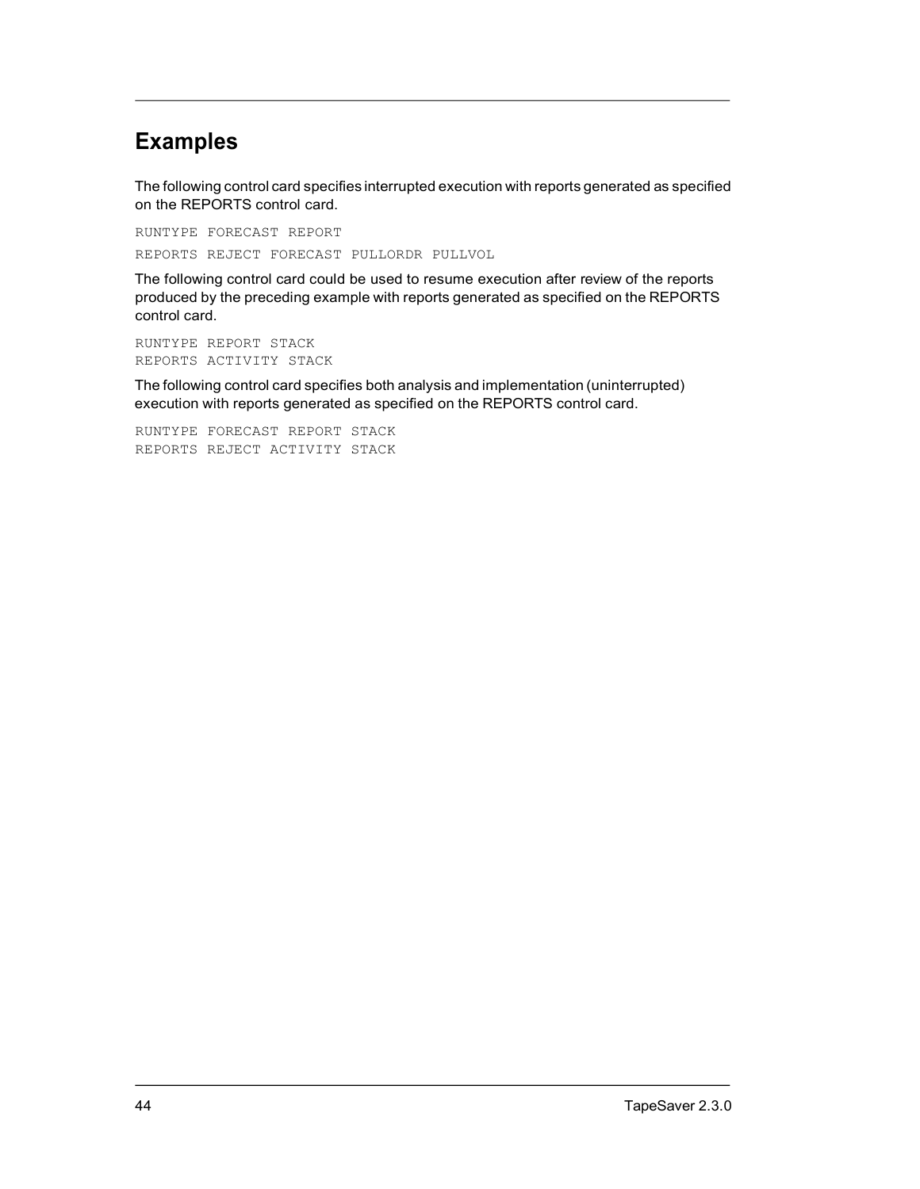## Examples

The following control card specifies interrupted execution with reports generated as specified on the REPORTS control card.

```
RUNTYPE FORECAST REPORT
REPORTS REJECT FORECAST PULLORDR PULLVOL
```

The following control card could be used to resume execution after review of the reports produced by the preceding example with reports generated as specified on the REPORTS control card.

```
RUNTYPE REPORT STACK
REPORTS ACTIVITY STACK
```

The following control card specifies both analysis and implementation (uninterrupted) execution with reports generated as specified on the REPORTS control card.

```
RUNTYPE FORECAST REPORT STACK
REPORTS REJECT ACTIVITY STACK
```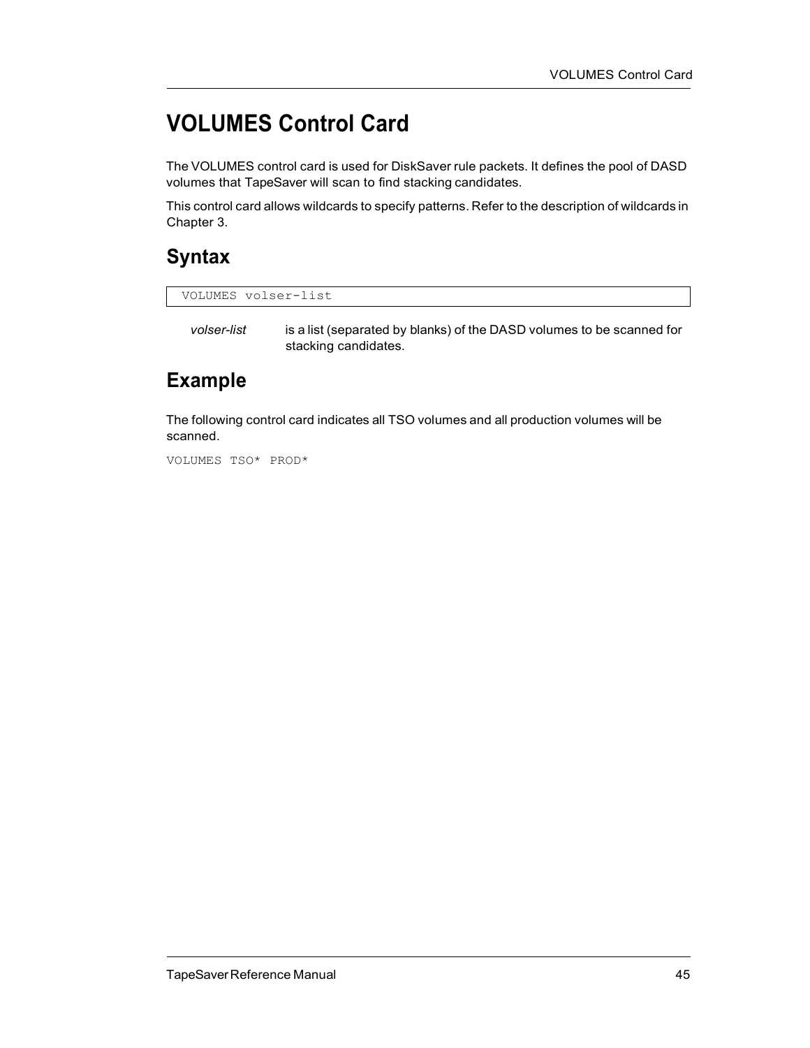# VOLUMES Control Card

The VOLUMES control card is used for DiskSaver rule packets. It defines the pool of DASD volumes that TapeSaver will scan to find stacking candidates.

This control card allows wildcards to specify patterns. Refer to the description of wildcards in Chapter 3.

## Syntax

```
VOLUMES volser-list
```

*volser-list* is a list (separated by blanks) of the DASD volumes to be scanned for stacking candidates.

## Example

The following control card indicates all TSO volumes and all production volumes will be scanned.

```
VOLUMES TSO* PROD*
```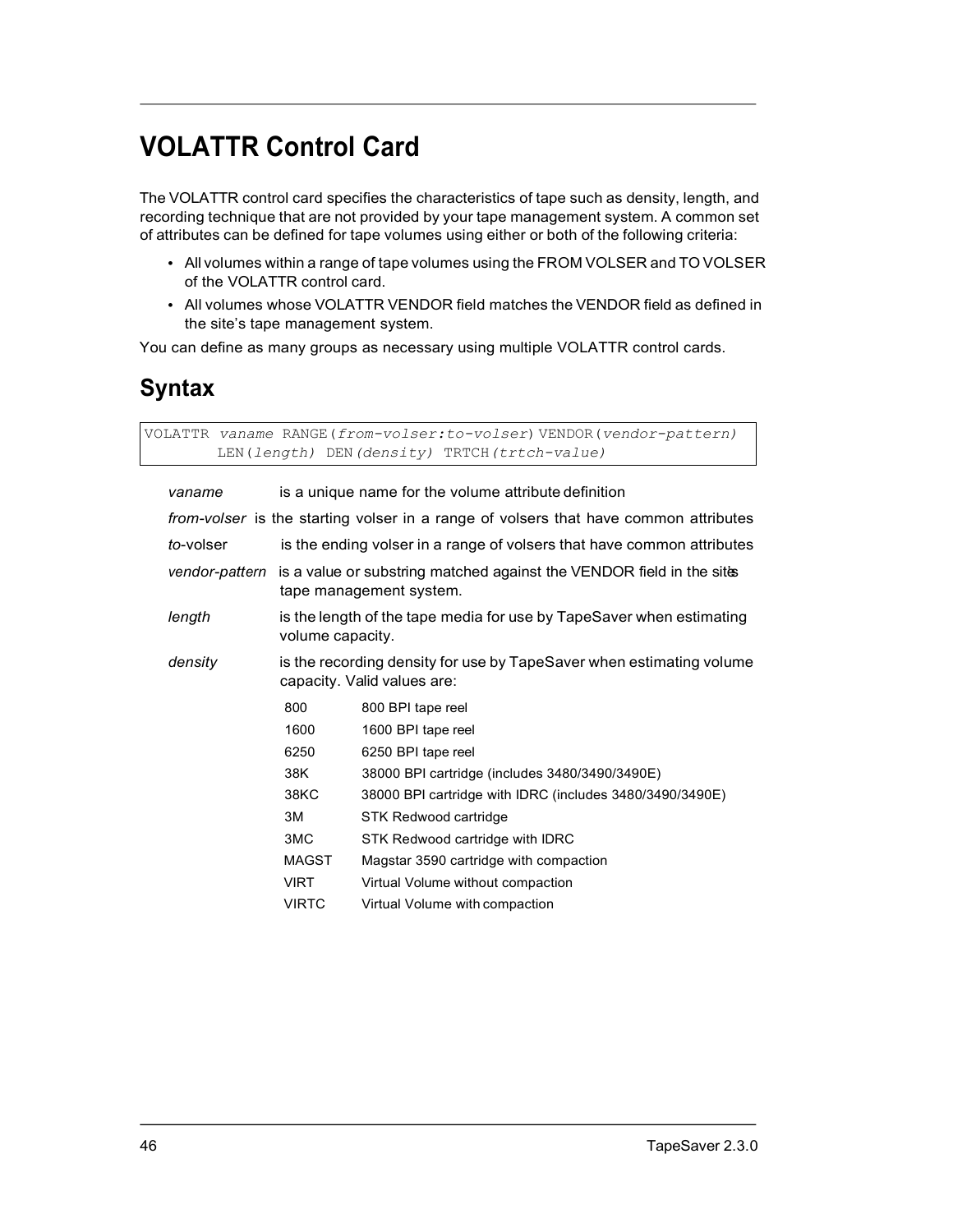# VOLATTR Control Card

The VOLATTR control card specifies the characteristics of tape such as density, length, and recording technique that are not provided by your tape management system. A common set of attributes can be defined for tape volumes using either or both of the following criteria:

- All volumes within a range of tape volumes using the FROM VOLSER and TO VOLSER of the VOLATTR control card.
- All volumes whose VOLATTR VENDOR field matches the VENDOR field as defined in the site's tape management system.

You can define as many groups as necessary using multiple VOLATTR control cards.

## Syntax

```
VOLATTR vaname RANGE(from-volser:to-volser) VENDOR(vendor-pattern)
        LEN(length) DEN(density) TRTCH(trtch-value)
```

*vaname* is a unique name for the volume attribute definition

*from-volser* is the starting volser in a range of volsers that have common attributes

*to*-volser is the ending volser in a range of volsers that have common attributes

*vendor-pattern* is a value or substring matched against the VENDOR field in the site's tape management system.

*length* is the length of the tape media for use by TapeSaver when estimating volume capacity.

*density* is the recording density for use by TapeSaver when estimating volume capacity. Valid values are:

| Value | Description |
| --- | --- |
| 800 | 800 BPI tape reel |
| 1600 | 1600 BPI tape reel |
| 6250 | 6250 BPI tape reel |
| 38K | 38000 BPI cartridge (includes 3480/3490/3490E) |
| 38KC | 38000 BPI cartridge with IDRC (includes 3480/3490/3490E) |
| 3M | STK Redwood cartridge |
| 3MC | STK Redwood cartridge with IDRC |
| MAGST | Magstar 3590 cartridge with compaction |
| VIRT | Virtual Volume without compaction |
| VIRTC | Virtual Volume with compaction |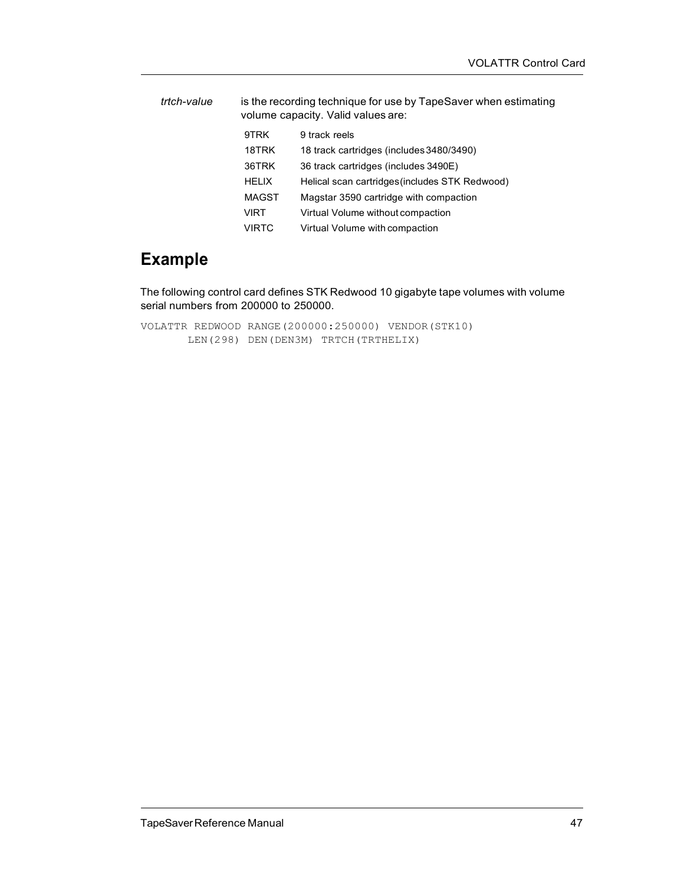*trtch-value* is the recording technique for use by TapeSaver when estimating volume capacity. Valid values are:

| | |
|---|---|
| 9TRK | 9 track reels |
| 18TRK | 18 track cartridges (includes 3480/3490) |
| 36TRK | 36 track cartridges (includes 3490E) |
| HELIX | Helical scan cartridges (includes STK Redwood) |
| MAGST | Magstar 3590 cartridge with compaction |
| VIRT | Virtual Volume without compaction |
| VIRTC | Virtual Volume with compaction |

## Example

The following control card defines STK Redwood 10 gigabyte tape volumes with volume serial numbers from 200000 to 250000.

```
VOLATTR REDWOOD RANGE(200000:250000) VENDOR(STK10)
       LEN(298) DEN(DEN3M) TRTCH(TRTHELIX)
```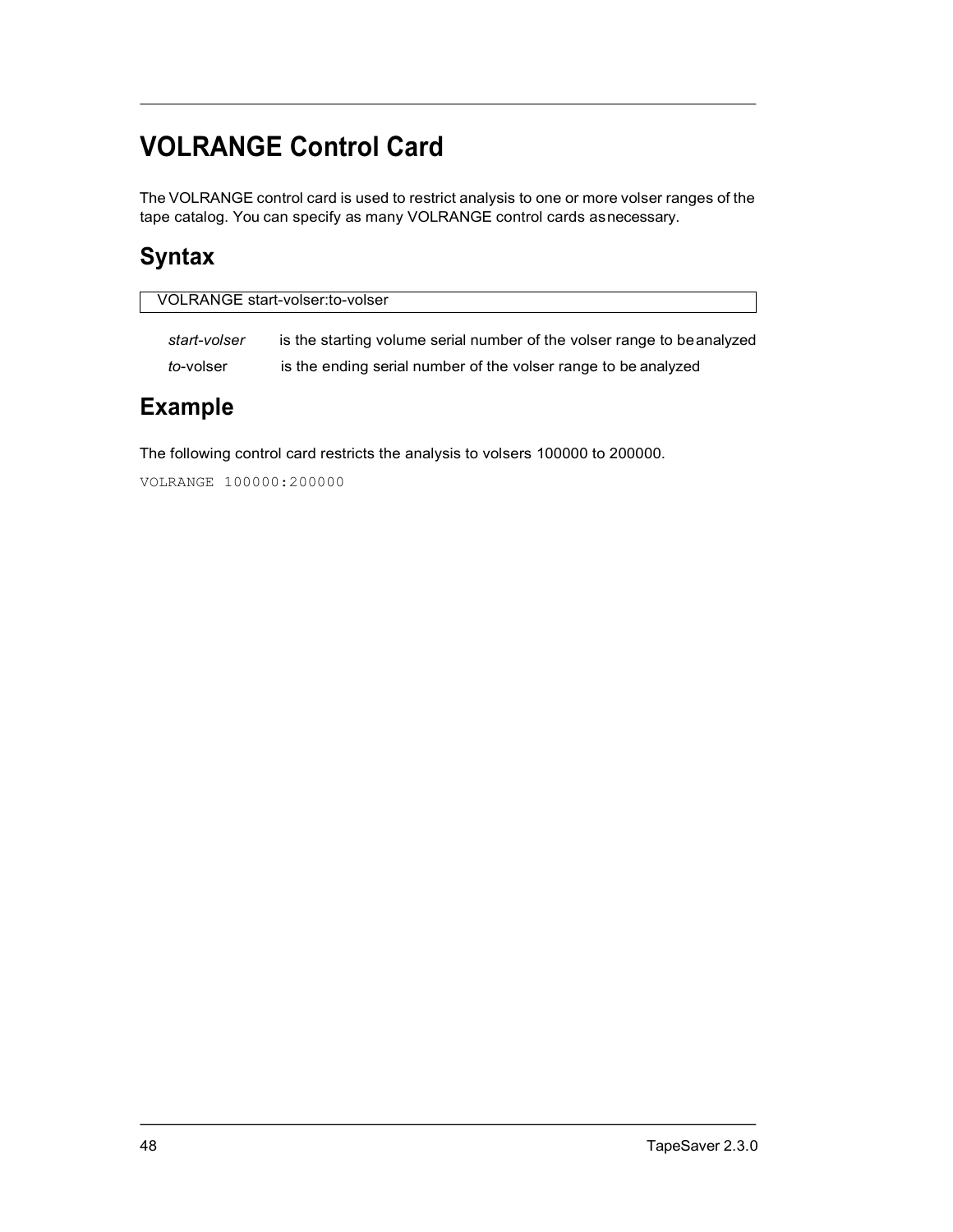# VOLRANGE Control Card

The VOLRANGE control card is used to restrict analysis to one or more volser ranges of the tape catalog. You can specify as many VOLRANGE control cards as necessary.

## Syntax

```
VOLRANGE start-volser:to-volser
```

*start-volser* is the starting volume serial number of the volser range to be analyzed

*to*-volser is the ending serial number of the volser range to be analyzed

## Example

The following control card restricts the analysis to volsers 100000 to 200000.

```
VOLRANGE 100000:200000
```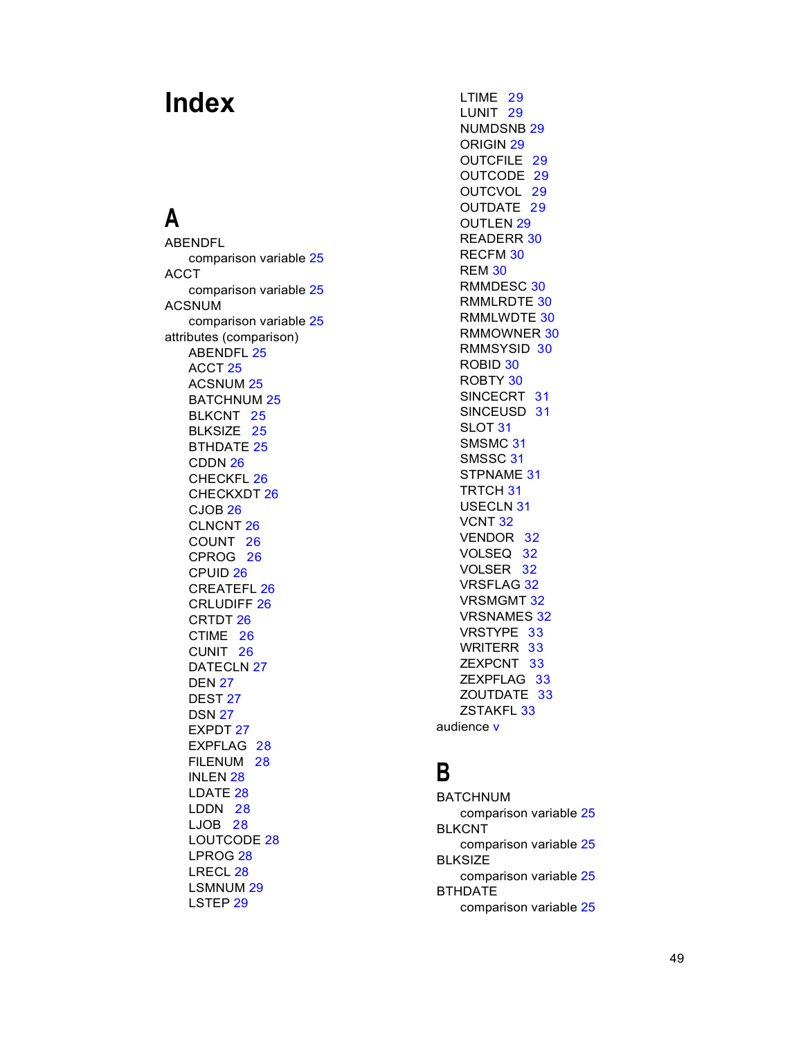# Index

## A

ABENDFL
  comparison variable 25
ACCT
  comparison variable 25
ACSNUM
  comparison variable 25
attributes (comparison)
  ABENDFL 25
  ACCT 25
  ACSNUM 25
  BATCHNUM 25
  BLKCNT 25
  BLKSIZE 25
  BTHDATE 25
  CDDN 26
  CHECKFL 26
  CHECKXDT 26
  CJOB 26
  CLNCNT 26
  COUNT 26
  CPROG 26
  CPUID 26
  CREATEFL 26
  CRLUDIFF 26
  CRTDT 26
  CTIME 26
  CUNIT 26
  DATECLN 27
  DEN 27
  DEST 27
  DSN 27
  EXPDT 27
  EXPFLAG 28
  FILENUM 28
  INLEN 28
  LDATE 28
  LDDN 28
  LJOB 28
  LOUTCODE 28
  LPROG 28
  LRECL 28
  LSMNUM 29
  LSTEP 29
  LTIME 29
  LUNIT 29
  NUMDSNB 29
  ORIGIN 29
  OUTCFILE 29
  OUTCODE 29
  OUTCVOL 29
  OUTDATE 29
  OUTLEN 29
  READERR 30
  RECFM 30
  REM 30
  RMMDESC 30
  RMMLRDTE 30
  RMMLWDTE 30
  RMMOWNER 30
  RMMSYSID 30
  ROBID 30
  ROBTY 30
  SINCECRT 31
  SINCEUSD 31
  SLOT 31
  SMSMC 31
  SMSSC 31
  STPNAME 31
  TRTCH 31
  USECLN 31
  VCNT 32
  VENDOR 32
  VOLSEQ 32
  VOLSER 32
  VRSFLAG 32
  VRSMGMT 32
  VRSNAMES 32
  VRSTYPE 33
  WRITERR 33
  ZEXPCNT 33
  ZEXPFLAG 33
  ZOUTDATE 33
  ZSTAKFL 33
audience v

## B

BATCHNUM
  comparison variable 25
BLKCNT
  comparison variable 25
BLKSIZE
  comparison variable 25
BTHDATE
  comparison variable 25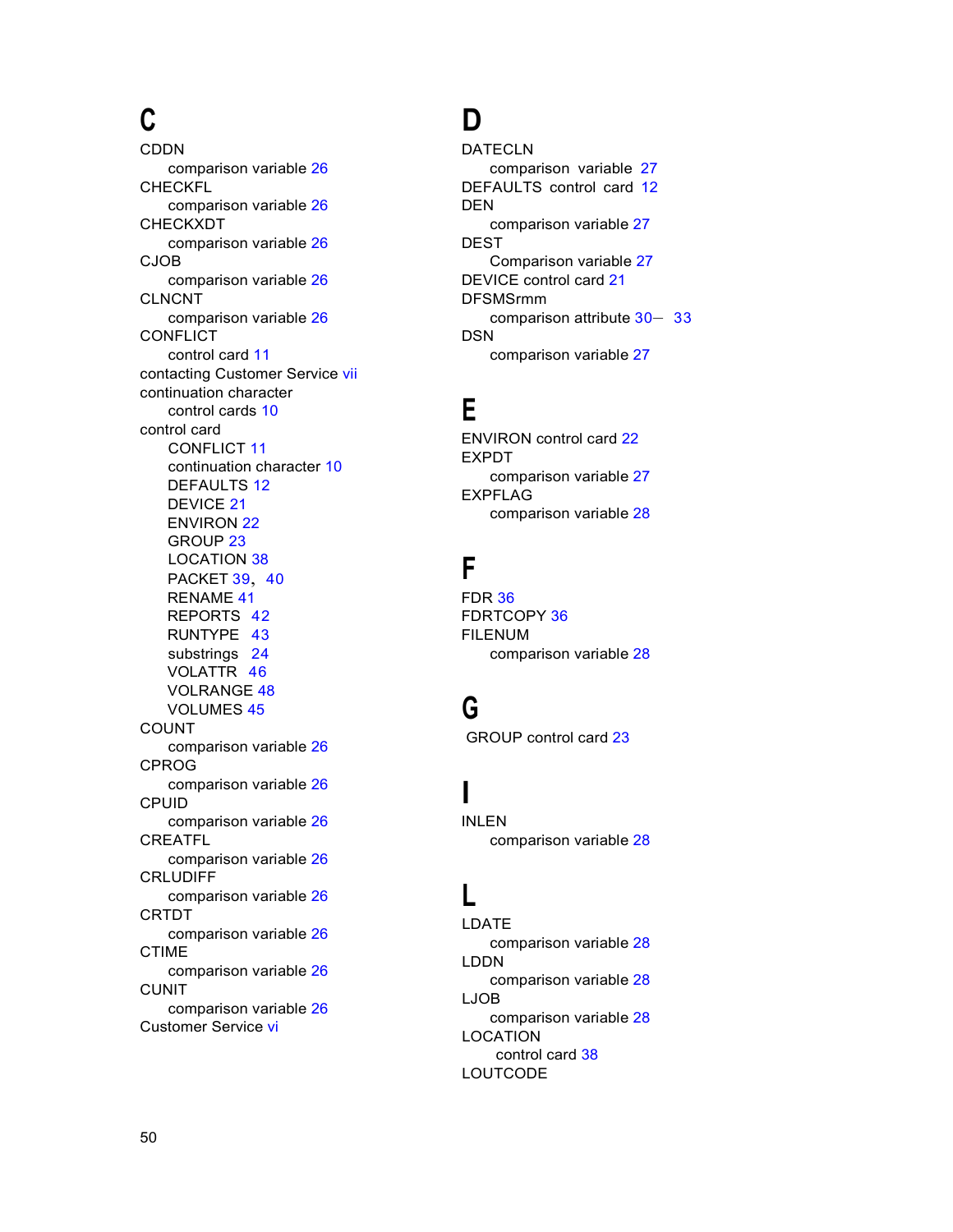## C

CDDN
- comparison variable 26

CHECKFL
- comparison variable 26

CHECKXDT
- comparison variable 26

CJOB
- comparison variable 26

CLNCNT
- comparison variable 26

CONFLICT
- control card 11

contacting Customer Service vii

continuation character
- control cards 10

control card
- CONFLICT 11
- continuation character 10
- DEFAULTS 12
- DEVICE 21
- ENVIRON 22
- GROUP 23
- LOCATION 38
- PACKET 39, 40
- RENAME 41
- REPORTS 42
- RUNTYPE 43
- substrings 24
- VOLATTR 46
- VOLRANGE 48
- VOLUMES 45

COUNT
- comparison variable 26

CPROG
- comparison variable 26

CPUID
- comparison variable 26

CREATFL
- comparison variable 26

CRLUDIFF
- comparison variable 26

CRTDT
- comparison variable 26

CTIME
- comparison variable 26

CUNIT
- comparison variable 26

Customer Service vi

## D

DATECLN
- comparison variable 27

DEFAULTS control card 12

DEN
- comparison variable 27

DEST
- Comparison variable 27

DEVICE control card 21

DFSMSrmm
- comparison attribute 30– 33

DSN
- comparison variable 27

## E

ENVIRON control card 22

EXPDT
- comparison variable 27

EXPFLAG
- comparison variable 28

## F

FDR 36

FDRTCOPY 36

FILENUM
- comparison variable 28

## G

GROUP control card 23

## I

INLEN
- comparison variable 28

## L

LDATE
- comparison variable 28

LDDN
- comparison variable 28

LJOB
- comparison variable 28

LOCATION
- control card 38

LOUTCODE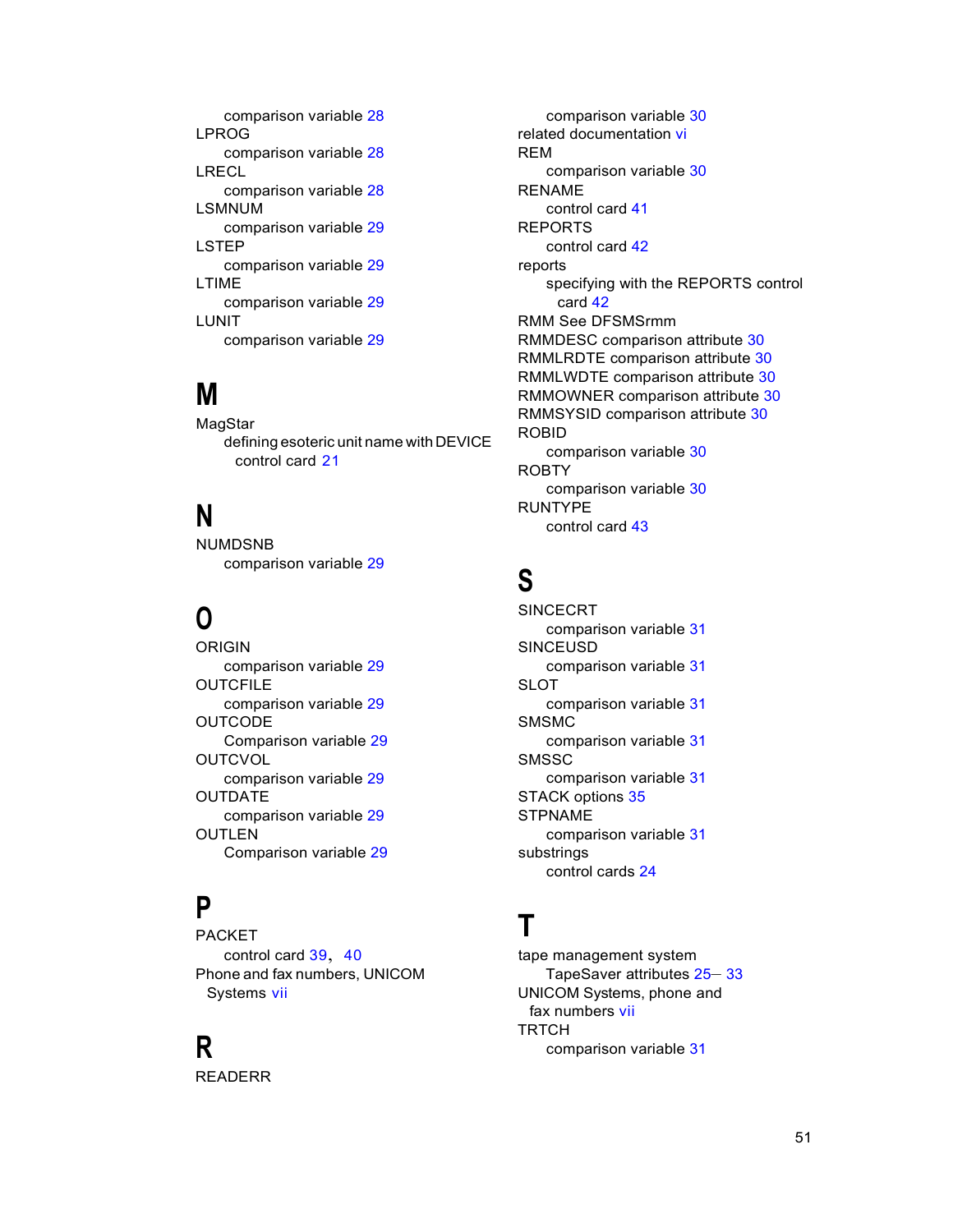comparison variable 28

LPROG

comparison variable 28

LRECL

comparison variable 28

LSMNUM

comparison variable 29

LSTEP

comparison variable 29

LTIME

comparison variable 29

LUNIT

comparison variable 29

## M

MagStar

defining esoteric unit name with DEVICE control card 21

## N

NUMDSNB

comparison variable 29

## O

ORIGIN

comparison variable 29

OUTCFILE

comparison variable 29

OUTCODE

Comparison variable 29

OUTCVOL

comparison variable 29

OUTDATE

comparison variable 29

OUTLEN

Comparison variable 29

## P

PACKET

control card 39, 40

Phone and fax numbers, UNICOM Systems vii

## R

READERR

comparison variable 30

related documentation vi

REM

comparison variable 30

RENAME

control card 41

REPORTS

control card 42

reports

specifying with the REPORTS control card 42

RMM See DFSMSrmm

RMMDESC comparison attribute 30

RMMLRDTE comparison attribute 30

RMMLWDTE comparison attribute 30

RMMOWNER comparison attribute 30

RMMSYSID comparison attribute 30

ROBID

comparison variable 30

ROBTY

comparison variable 30

RUNTYPE

control card 43

## S

SINCECRT

comparison variable 31

SINCEUSD

comparison variable 31

SLOT

comparison variable 31

SMSMC

comparison variable 31

SMSSC

comparison variable 31

STACK options 35

STPNAME

comparison variable 31

substrings

control cards 24

## T

tape management system

TapeSaver attributes 25– 33

UNICOM Systems, phone and fax numbers vii

TRTCH

comparison variable 31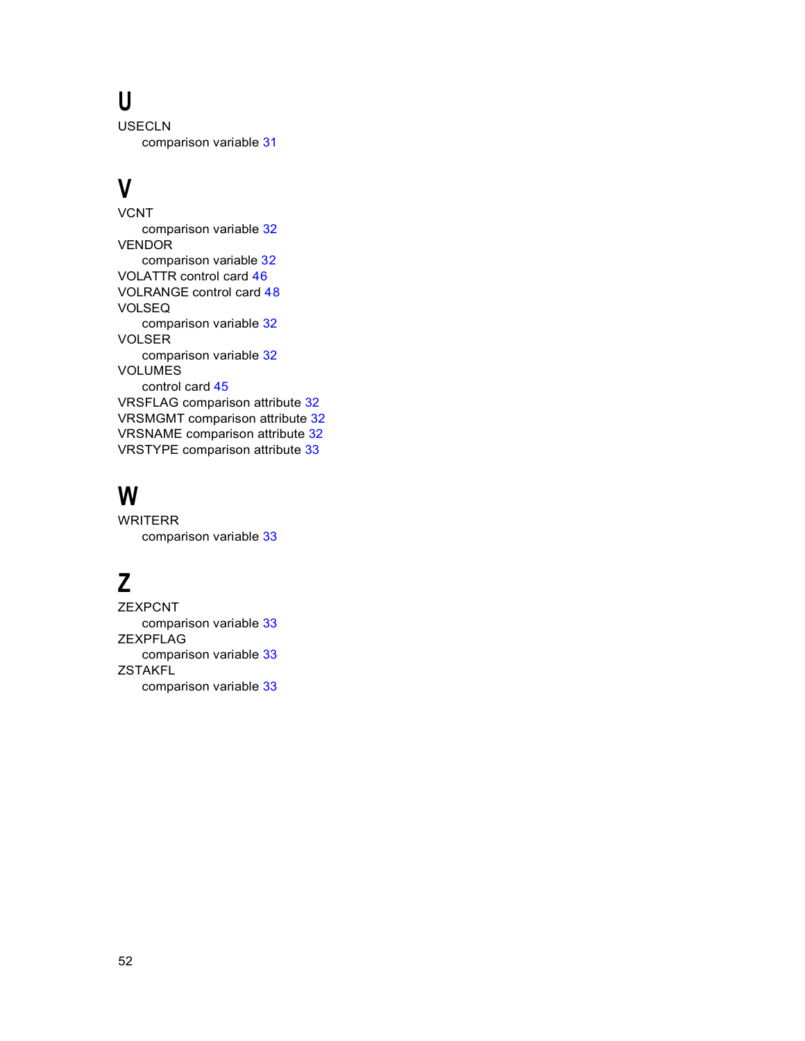# U

USECLN
    comparison variable 31

# V

VCNT
    comparison variable 32
VENDOR
    comparison variable 32
VOLATTR control card 46
VOLRANGE control card 48
VOLSEQ
    comparison variable 32
VOLSER
    comparison variable 32
VOLUMES
    control card 45
VRSFLAG comparison attribute 32
VRSMGMT comparison attribute 32
VRSNAME comparison attribute 32
VRSTYPE comparison attribute 33

# W

WRITERR
    comparison variable 33

# Z

ZEXPCNT
    comparison variable 33
ZEXPFLAG
    comparison variable 33
ZSTAKFL
    comparison variable 33